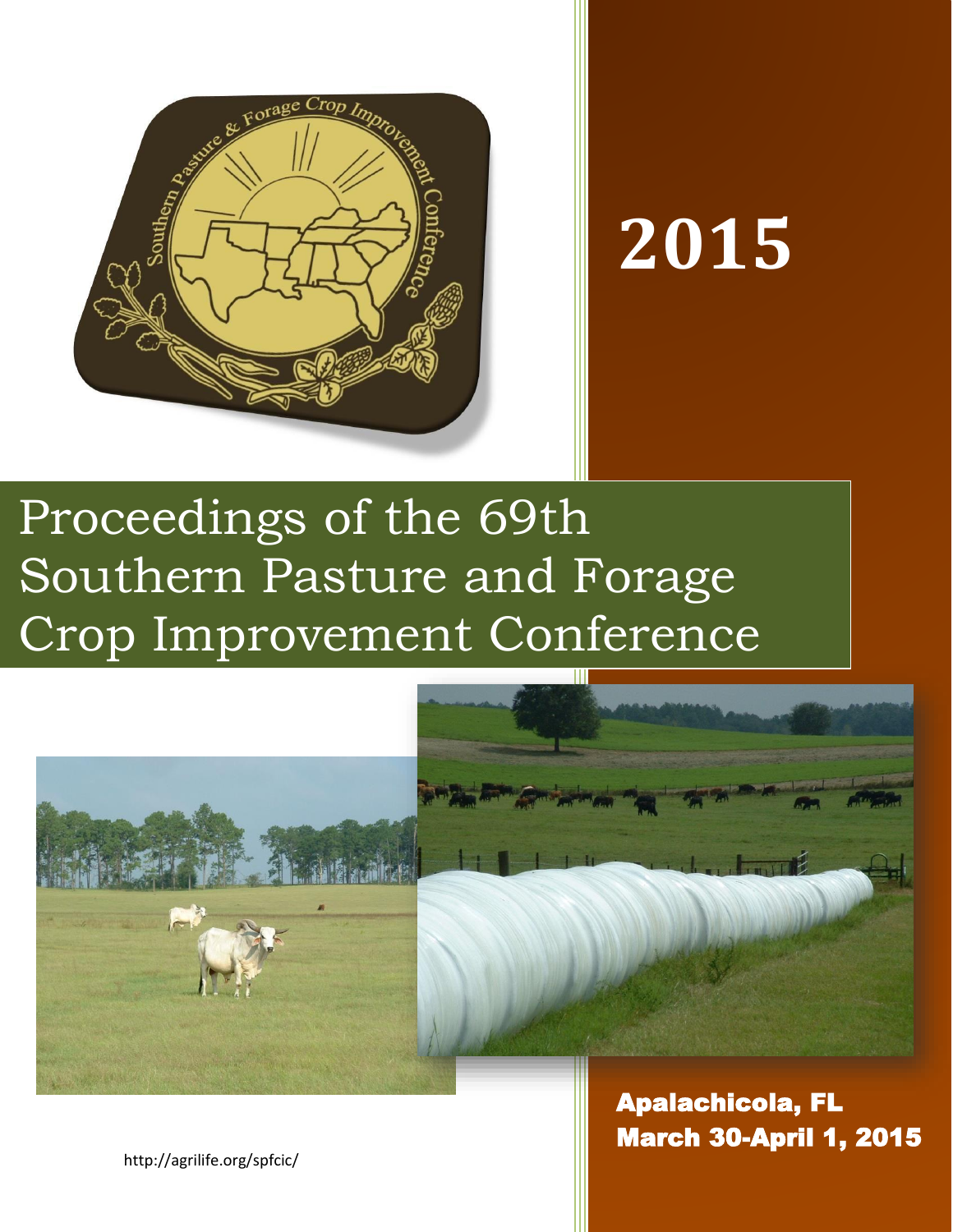# 2015

# Proceedings of the 69th Southern Pasture and Forage Crop Improvement Conference

**Apalachicola, FL**
**March 30-April 1, 2015**

http://agrilife.org/spfcic/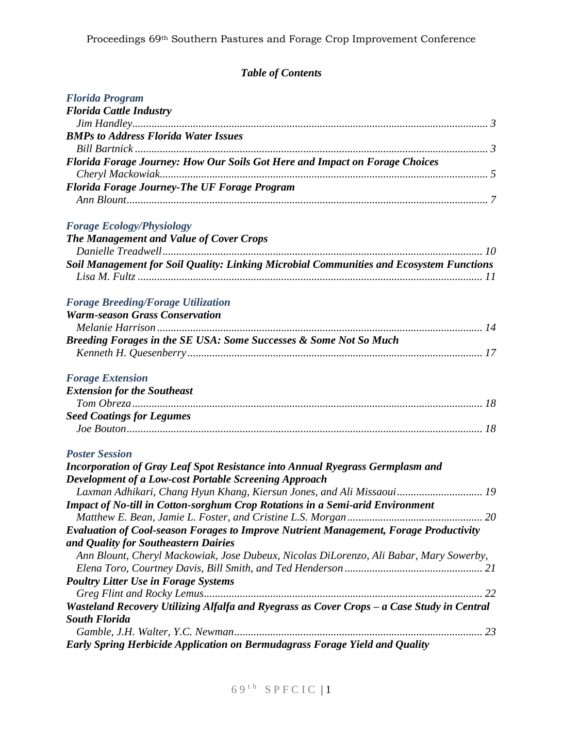## *Table of Contents*

### *Florida Program*

***Florida Cattle Industry***
*Jim Handley* ........ 3

***BMPs to Address Florida Water Issues***
*Bill Bartnick* ........ 3

***Florida Forage Journey: How Our Soils Got Here and Impact on Forage Choices***
*Cheryl Mackowiak* ........ 5

***Florida Forage Journey-The UF Forage Program***
*Ann Blount* ........ 7

### *Forage Ecology/Physiology*

***The Management and Value of Cover Crops***
*Danielle Treadwell* ........ 10

***Soil Management for Soil Quality: Linking Microbial Communities and Ecosystem Functions***
*Lisa M. Fultz* ........ 11

### *Forage Breeding/Forage Utilization*

***Warm-season Grass Conservation***
*Melanie Harrison* ........ 14

***Breeding Forages in the SE USA: Some Successes & Some Not So Much***
*Kenneth H. Quesenberry* ........ 17

### *Forage Extension*

***Extension for the Southeast***
*Tom Obreza* ........ 18

***Seed Coatings for Legumes***
*Joe Bouton* ........ 18

### *Poster Session*

***Incorporation of Gray Leaf Spot Resistance into Annual Ryegrass Germplasm and Development of a Low-cost Portable Screening Approach***
*Laxman Adhikari, Chang Hyun Khang, Kiersun Jones, and Ali Missaoui* ........ 19

***Impact of No-till in Cotton-sorghum Crop Rotations in a Semi-arid Environment***
*Matthew E. Bean, Jamie L. Foster, and Cristine L.S. Morgan* ........ 20

***Evaluation of Cool-season Forages to Improve Nutrient Management, Forage Productivity and Quality for Southeastern Dairies***
*Ann Blount, Cheryl Mackowiak, Jose Dubeux, Nicolas DiLorenzo, Ali Babar, Mary Sowerby, Elena Toro, Courtney Davis, Bill Smith, and Ted Henderson* ........ 21

***Poultry Litter Use in Forage Systems***
*Greg Flint and Rocky Lemus* ........ 22

***Wasteland Recovery Utilizing Alfalfa and Ryegrass as Cover Crops – a Case Study in Central South Florida***
*Gamble, J.H. Walter, Y.C. Newman* ........ 23

***Early Spring Herbicide Application on Bermudagrass Forage Yield and Quality***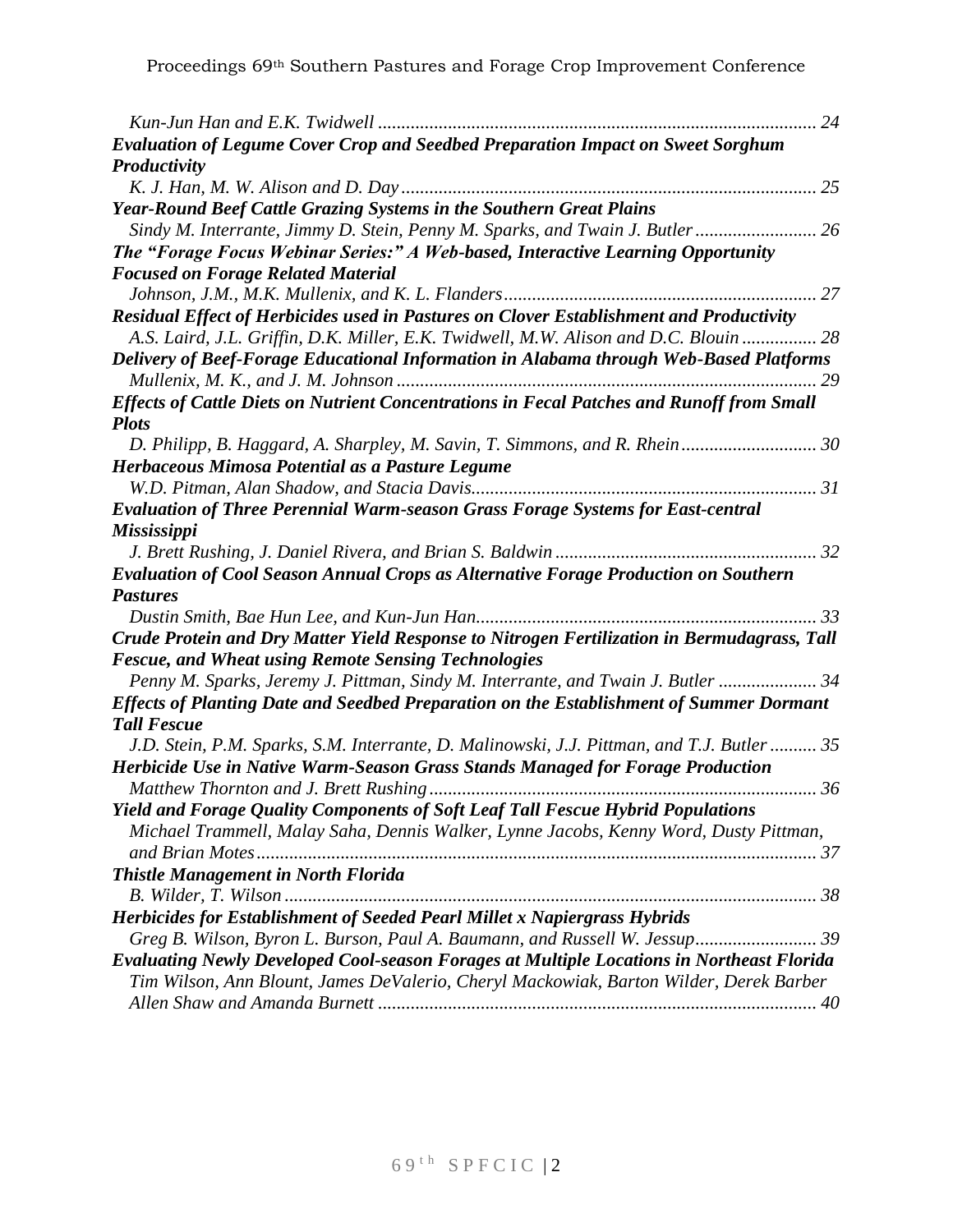*Kun-Jun Han and E.K. Twidwell ............................................................................................. 24*

***Evaluation of Legume Cover Crop and Seedbed Preparation Impact on Sweet Sorghum Productivity***

*K. J. Han, M. W. Alison and D. Day ......................................................................................... 25*

***Year-Round Beef Cattle Grazing Systems in the Southern Great Plains***

*Sindy M. Interrante, Jimmy D. Stein, Penny M. Sparks, and Twain J. Butler .......................... 26*

***The "Forage Focus Webinar Series:" A Web-based, Interactive Learning Opportunity Focused on Forage Related Material***

*Johnson, J.M., M.K. Mullenix, and K. L. Flanders ................................................................... 27*

***Residual Effect of Herbicides used in Pastures on Clover Establishment and Productivity***

*A.S. Laird, J.L. Griffin, D.K. Miller, E.K. Twidwell, M.W. Alison and D.C. Blouin ................ 28*

***Delivery of Beef-Forage Educational Information in Alabama through Web-Based Platforms***

*Mullenix, M. K., and J. M. Johnson .......................................................................................... 29*

***Effects of Cattle Diets on Nutrient Concentrations in Fecal Patches and Runoff from Small Plots***

*D. Philipp, B. Haggard, A. Sharpley, M. Savin, T. Simmons, and R. Rhein ............................ 30*

***Herbaceous Mimosa Potential as a Pasture Legume***

*W.D. Pitman, Alan Shadow, and Stacia Davis .......................................................................... 31*

***Evaluation of Three Perennial Warm-season Grass Forage Systems for East-central Mississippi***

*J. Brett Rushing, J. Daniel Rivera, and Brian S. Baldwin ........................................................ 32*

***Evaluation of Cool Season Annual Crops as Alternative Forage Production on Southern Pastures***

*Dustin Smith, Bae Hun Lee, and Kun-Jun Han ......................................................................... 33*

***Crude Protein and Dry Matter Yield Response to Nitrogen Fertilization in Bermudagrass, Tall Fescue, and Wheat using Remote Sensing Technologies***

*Penny M. Sparks, Jeremy J. Pittman, Sindy M. Interrante, and Twain J. Butler ..................... 34*

***Effects of Planting Date and Seedbed Preparation on the Establishment of Summer Dormant Tall Fescue***

*J.D. Stein, P.M. Sparks, S.M. Interrante, D. Malinowski, J.J. Pittman, and T.J. Butler .......... 35*

***Herbicide Use in Native Warm-Season Grass Stands Managed for Forage Production***

*Matthew Thornton and J. Brett Rushing ................................................................................... 36*

***Yield and Forage Quality Components of Soft Leaf Tall Fescue Hybrid Populations***

*Michael Trammell, Malay Saha, Dennis Walker, Lynne Jacobs, Kenny Word, Dusty Pittman, and Brian Motes ....................................................................................................................... 37*

***Thistle Management in North Florida***

*B. Wilder, T. Wilson .................................................................................................................. 38*

***Herbicides for Establishment of Seeded Pearl Millet x Napiergrass Hybrids***

*Greg B. Wilson, Byron L. Burson, Paul A. Baumann, and Russell W. Jessup .......................... 39*

***Evaluating Newly Developed Cool-season Forages at Multiple Locations in Northeast Florida***

*Tim Wilson, Ann Blount, James DeValerio, Cheryl Mackowiak, Barton Wilder, Derek Barber Allen Shaw and Amanda Burnett .............................................................................................. 40*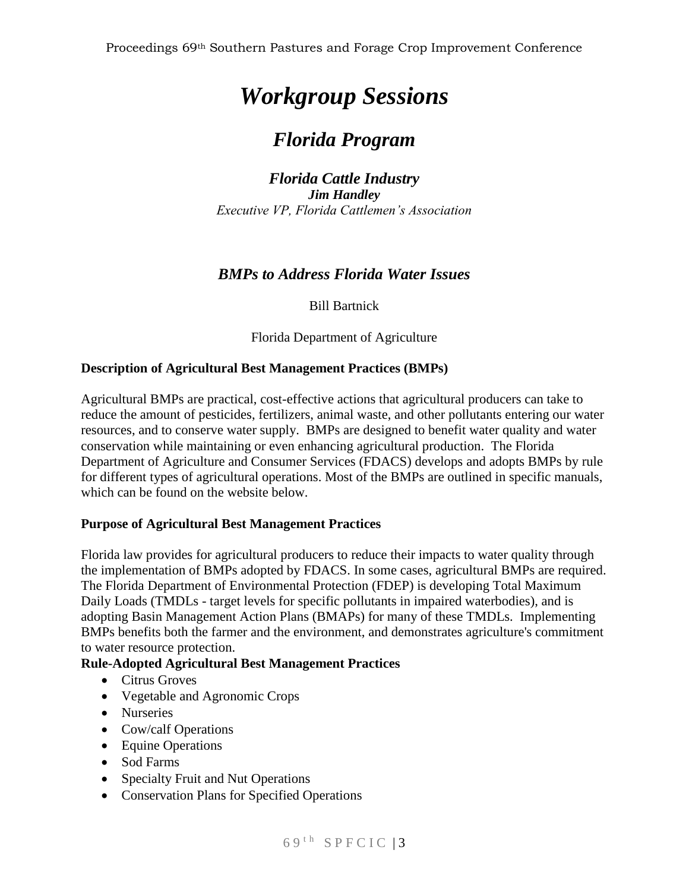# *Workgroup Sessions*

## *Florida Program*

### *Florida Cattle Industry*

***Jim Handley***

*Executive VP, Florida Cattlemen's Association*

### *BMPs to Address Florida Water Issues*

Bill Bartnick

Florida Department of Agriculture

**Description of Agricultural Best Management Practices (BMPs)**

Agricultural BMPs are practical, cost-effective actions that agricultural producers can take to reduce the amount of pesticides, fertilizers, animal waste, and other pollutants entering our water resources, and to conserve water supply. BMPs are designed to benefit water quality and water conservation while maintaining or even enhancing agricultural production. The Florida Department of Agriculture and Consumer Services (FDACS) develops and adopts BMPs by rule for different types of agricultural operations. Most of the BMPs are outlined in specific manuals, which can be found on the website below.

**Purpose of Agricultural Best Management Practices**

Florida law provides for agricultural producers to reduce their impacts to water quality through the implementation of BMPs adopted by FDACS. In some cases, agricultural BMPs are required. The Florida Department of Environmental Protection (FDEP) is developing Total Maximum Daily Loads (TMDLs - target levels for specific pollutants in impaired waterbodies), and is adopting Basin Management Action Plans (BMAPs) for many of these TMDLs. Implementing BMPs benefits both the farmer and the environment, and demonstrates agriculture's commitment to water resource protection.

**Rule-Adopted Agricultural Best Management Practices**

- Citrus Groves
- Vegetable and Agronomic Crops
- Nurseries
- Cow/calf Operations
- Equine Operations
- Sod Farms
- Specialty Fruit and Nut Operations
- Conservation Plans for Specified Operations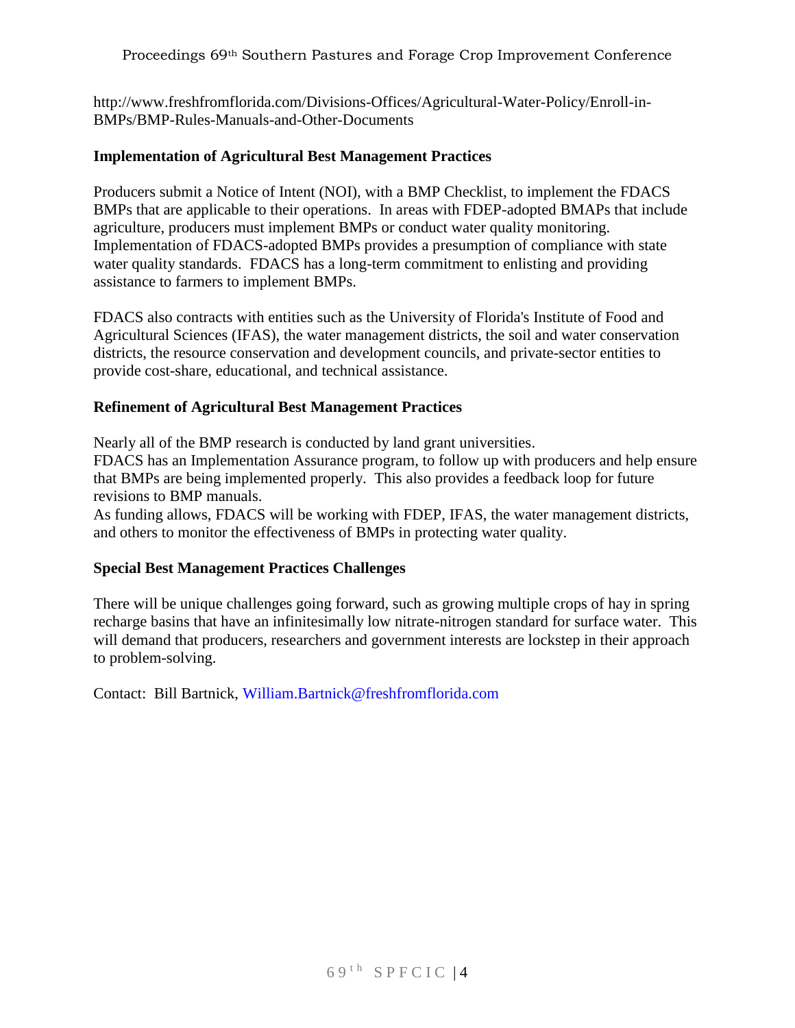http://www.freshfromflorida.com/Divisions-Offices/Agricultural-Water-Policy/Enroll-in-BMPs/BMP-Rules-Manuals-and-Other-Documents

**Implementation of Agricultural Best Management Practices**

Producers submit a Notice of Intent (NOI), with a BMP Checklist, to implement the FDACS BMPs that are applicable to their operations. In areas with FDEP-adopted BMAPs that include agriculture, producers must implement BMPs or conduct water quality monitoring. Implementation of FDACS-adopted BMPs provides a presumption of compliance with state water quality standards. FDACS has a long-term commitment to enlisting and providing assistance to farmers to implement BMPs.

FDACS also contracts with entities such as the University of Florida's Institute of Food and Agricultural Sciences (IFAS), the water management districts, the soil and water conservation districts, the resource conservation and development councils, and private-sector entities to provide cost-share, educational, and technical assistance.

**Refinement of Agricultural Best Management Practices**

Nearly all of the BMP research is conducted by land grant universities.
FDACS has an Implementation Assurance program, to follow up with producers and help ensure that BMPs are being implemented properly. This also provides a feedback loop for future revisions to BMP manuals.
As funding allows, FDACS will be working with FDEP, IFAS, the water management districts, and others to monitor the effectiveness of BMPs in protecting water quality.

**Special Best Management Practices Challenges**

There will be unique challenges going forward, such as growing multiple crops of hay in spring recharge basins that have an infinitesimally low nitrate-nitrogen standard for surface water. This will demand that producers, researchers and government interests are lockstep in their approach to problem-solving.

Contact: Bill Bartnick, William.Bartnick@freshfromflorida.com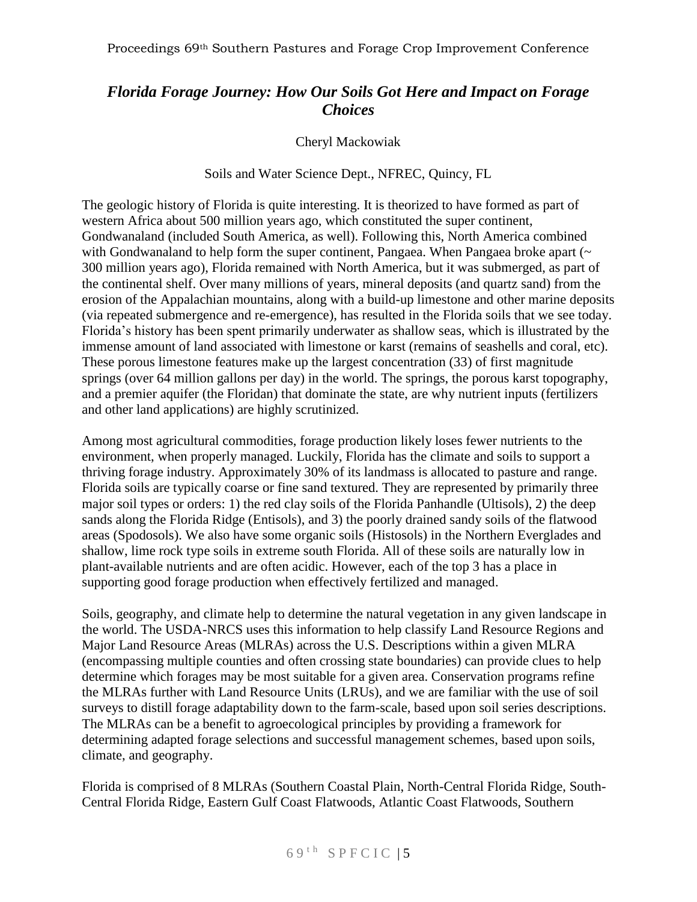## *Florida Forage Journey: How Our Soils Got Here and Impact on Forage Choices*

Cheryl Mackowiak

Soils and Water Science Dept., NFREC, Quincy, FL

The geologic history of Florida is quite interesting. It is theorized to have formed as part of western Africa about 500 million years ago, which constituted the super continent, Gondwanaland (included South America, as well). Following this, North America combined with Gondwanaland to help form the super continent, Pangaea. When Pangaea broke apart (~ 300 million years ago), Florida remained with North America, but it was submerged, as part of the continental shelf. Over many millions of years, mineral deposits (and quartz sand) from the erosion of the Appalachian mountains, along with a build-up limestone and other marine deposits (via repeated submergence and re-emergence), has resulted in the Florida soils that we see today. Florida's history has been spent primarily underwater as shallow seas, which is illustrated by the immense amount of land associated with limestone or karst (remains of seashells and coral, etc). These porous limestone features make up the largest concentration (33) of first magnitude springs (over 64 million gallons per day) in the world. The springs, the porous karst topography, and a premier aquifer (the Floridan) that dominate the state, are why nutrient inputs (fertilizers and other land applications) are highly scrutinized.

Among most agricultural commodities, forage production likely loses fewer nutrients to the environment, when properly managed. Luckily, Florida has the climate and soils to support a thriving forage industry. Approximately 30% of its landmass is allocated to pasture and range. Florida soils are typically coarse or fine sand textured. They are represented by primarily three major soil types or orders: 1) the red clay soils of the Florida Panhandle (Ultisols), 2) the deep sands along the Florida Ridge (Entisols), and 3) the poorly drained sandy soils of the flatwood areas (Spodosols). We also have some organic soils (Histosols) in the Northern Everglades and shallow, lime rock type soils in extreme south Florida. All of these soils are naturally low in plant-available nutrients and are often acidic. However, each of the top 3 has a place in supporting good forage production when effectively fertilized and managed.

Soils, geography, and climate help to determine the natural vegetation in any given landscape in the world. The USDA-NRCS uses this information to help classify Land Resource Regions and Major Land Resource Areas (MLRAs) across the U.S. Descriptions within a given MLRA (encompassing multiple counties and often crossing state boundaries) can provide clues to help determine which forages may be most suitable for a given area. Conservation programs refine the MLRAs further with Land Resource Units (LRUs), and we are familiar with the use of soil surveys to distill forage adaptability down to the farm-scale, based upon soil series descriptions. The MLRAs can be a benefit to agroecological principles by providing a framework for determining adapted forage selections and successful management schemes, based upon soils, climate, and geography.

Florida is comprised of 8 MLRAs (Southern Coastal Plain, North-Central Florida Ridge, South-Central Florida Ridge, Eastern Gulf Coast Flatwoods, Atlantic Coast Flatwoods, Southern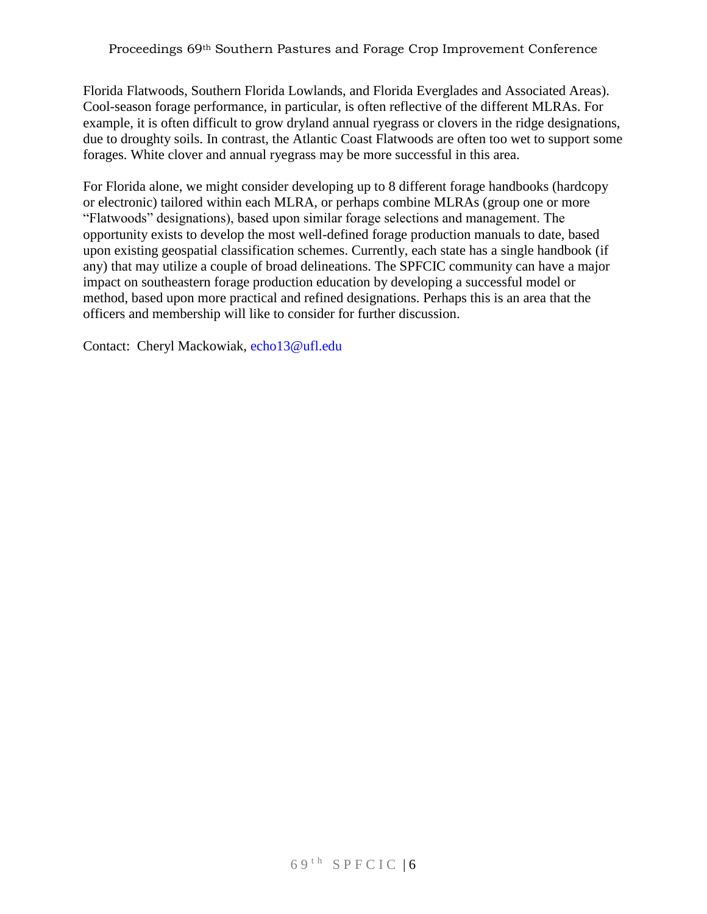Florida Flatwoods, Southern Florida Lowlands, and Florida Everglades and Associated Areas). Cool-season forage performance, in particular, is often reflective of the different MLRAs. For example, it is often difficult to grow dryland annual ryegrass or clovers in the ridge designations, due to droughty soils. In contrast, the Atlantic Coast Flatwoods are often too wet to support some forages. White clover and annual ryegrass may be more successful in this area.

For Florida alone, we might consider developing up to 8 different forage handbooks (hardcopy or electronic) tailored within each MLRA, or perhaps combine MLRAs (group one or more "Flatwoods" designations), based upon similar forage selections and management. The opportunity exists to develop the most well-defined forage production manuals to date, based upon existing geospatial classification schemes. Currently, each state has a single handbook (if any) that may utilize a couple of broad delineations. The SPFCIC community can have a major impact on southeastern forage production education by developing a successful model or method, based upon more practical and refined designations. Perhaps this is an area that the officers and membership will like to consider for further discussion.

Contact: Cheryl Mackowiak, echo13@ufl.edu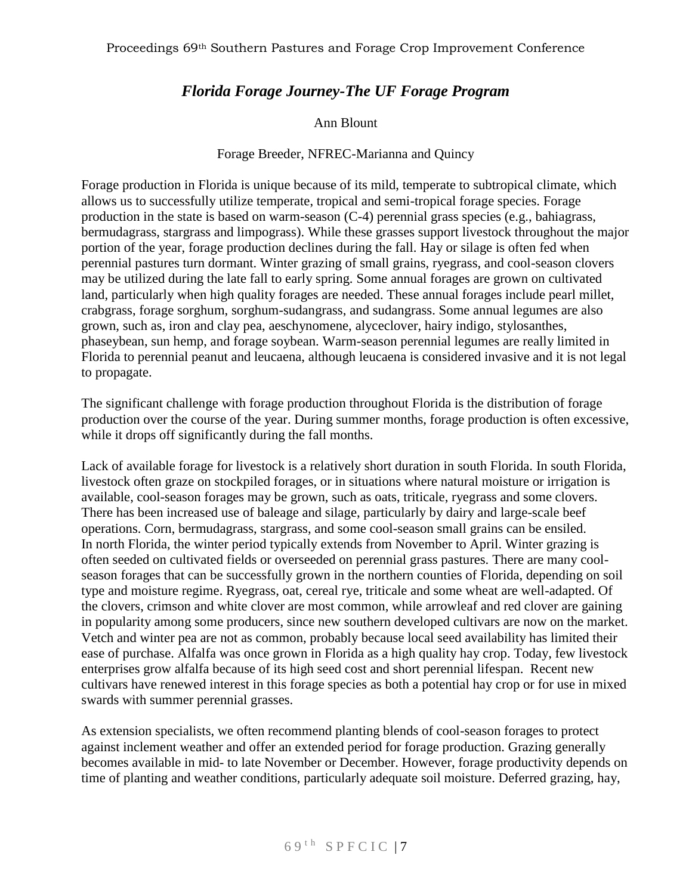# *Florida Forage Journey-The UF Forage Program*

Ann Blount

Forage Breeder, NFREC-Marianna and Quincy

Forage production in Florida is unique because of its mild, temperate to subtropical climate, which allows us to successfully utilize temperate, tropical and semi-tropical forage species. Forage production in the state is based on warm-season (C-4) perennial grass species (e.g., bahiagrass, bermudagrass, stargrass and limpograss). While these grasses support livestock throughout the major portion of the year, forage production declines during the fall. Hay or silage is often fed when perennial pastures turn dormant. Winter grazing of small grains, ryegrass, and cool-season clovers may be utilized during the late fall to early spring. Some annual forages are grown on cultivated land, particularly when high quality forages are needed. These annual forages include pearl millet, crabgrass, forage sorghum, sorghum-sudangrass, and sudangrass. Some annual legumes are also grown, such as, iron and clay pea, aeschynomene, alyceclover, hairy indigo, stylosanthes, phaseybean, sun hemp, and forage soybean. Warm-season perennial legumes are really limited in Florida to perennial peanut and leucaena, although leucaena is considered invasive and it is not legal to propagate.

The significant challenge with forage production throughout Florida is the distribution of forage production over the course of the year. During summer months, forage production is often excessive, while it drops off significantly during the fall months.

Lack of available forage for livestock is a relatively short duration in south Florida. In south Florida, livestock often graze on stockpiled forages, or in situations where natural moisture or irrigation is available, cool-season forages may be grown, such as oats, triticale, ryegrass and some clovers. There has been increased use of baleage and silage, particularly by dairy and large-scale beef operations. Corn, bermudagrass, stargrass, and some cool-season small grains can be ensiled.
In north Florida, the winter period typically extends from November to April. Winter grazing is often seeded on cultivated fields or overseeded on perennial grass pastures. There are many cool-season forages that can be successfully grown in the northern counties of Florida, depending on soil type and moisture regime. Ryegrass, oat, cereal rye, triticale and some wheat are well-adapted. Of the clovers, crimson and white clover are most common, while arrowleaf and red clover are gaining in popularity among some producers, since new southern developed cultivars are now on the market. Vetch and winter pea are not as common, probably because local seed availability has limited their ease of purchase. Alfalfa was once grown in Florida as a high quality hay crop. Today, few livestock enterprises grow alfalfa because of its high seed cost and short perennial lifespan. Recent new cultivars have renewed interest in this forage species as both a potential hay crop or for use in mixed swards with summer perennial grasses.

As extension specialists, we often recommend planting blends of cool-season forages to protect against inclement weather and offer an extended period for forage production. Grazing generally becomes available in mid- to late November or December. However, forage productivity depends on time of planting and weather conditions, particularly adequate soil moisture. Deferred grazing, hay,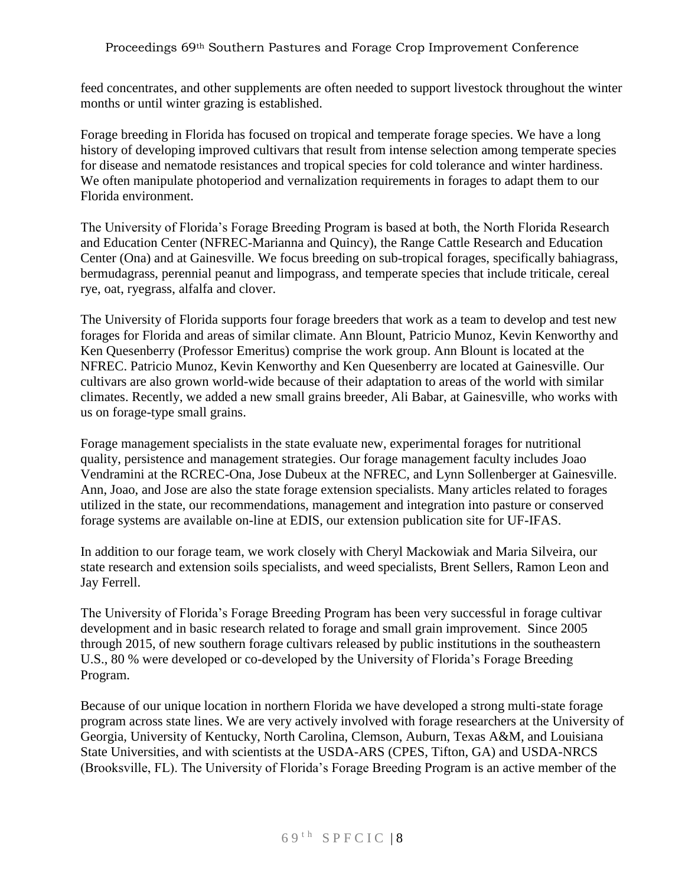feed concentrates, and other supplements are often needed to support livestock throughout the winter months or until winter grazing is established.

Forage breeding in Florida has focused on tropical and temperate forage species. We have a long history of developing improved cultivars that result from intense selection among temperate species for disease and nematode resistances and tropical species for cold tolerance and winter hardiness. We often manipulate photoperiod and vernalization requirements in forages to adapt them to our Florida environment.

The University of Florida's Forage Breeding Program is based at both, the North Florida Research and Education Center (NFREC-Marianna and Quincy), the Range Cattle Research and Education Center (Ona) and at Gainesville. We focus breeding on sub-tropical forages, specifically bahiagrass, bermudagrass, perennial peanut and limpograss, and temperate species that include triticale, cereal rye, oat, ryegrass, alfalfa and clover.

The University of Florida supports four forage breeders that work as a team to develop and test new forages for Florida and areas of similar climate. Ann Blount, Patricio Munoz, Kevin Kenworthy and Ken Quesenberry (Professor Emeritus) comprise the work group. Ann Blount is located at the NFREC. Patricio Munoz, Kevin Kenworthy and Ken Quesenberry are located at Gainesville. Our cultivars are also grown world-wide because of their adaptation to areas of the world with similar climates. Recently, we added a new small grains breeder, Ali Babar, at Gainesville, who works with us on forage-type small grains.

Forage management specialists in the state evaluate new, experimental forages for nutritional quality, persistence and management strategies. Our forage management faculty includes Joao Vendramini at the RCREC-Ona, Jose Dubeux at the NFREC, and Lynn Sollenberger at Gainesville. Ann, Joao, and Jose are also the state forage extension specialists. Many articles related to forages utilized in the state, our recommendations, management and integration into pasture or conserved forage systems are available on-line at EDIS, our extension publication site for UF-IFAS.

In addition to our forage team, we work closely with Cheryl Mackowiak and Maria Silveira, our state research and extension soils specialists, and weed specialists, Brent Sellers, Ramon Leon and Jay Ferrell.

The University of Florida's Forage Breeding Program has been very successful in forage cultivar development and in basic research related to forage and small grain improvement. Since 2005 through 2015, of new southern forage cultivars released by public institutions in the southeastern U.S., 80 % were developed or co-developed by the University of Florida's Forage Breeding Program.

Because of our unique location in northern Florida we have developed a strong multi-state forage program across state lines. We are very actively involved with forage researchers at the University of Georgia, University of Kentucky, North Carolina, Clemson, Auburn, Texas A&M, and Louisiana State Universities, and with scientists at the USDA-ARS (CPES, Tifton, GA) and USDA-NRCS (Brooksville, FL). The University of Florida's Forage Breeding Program is an active member of the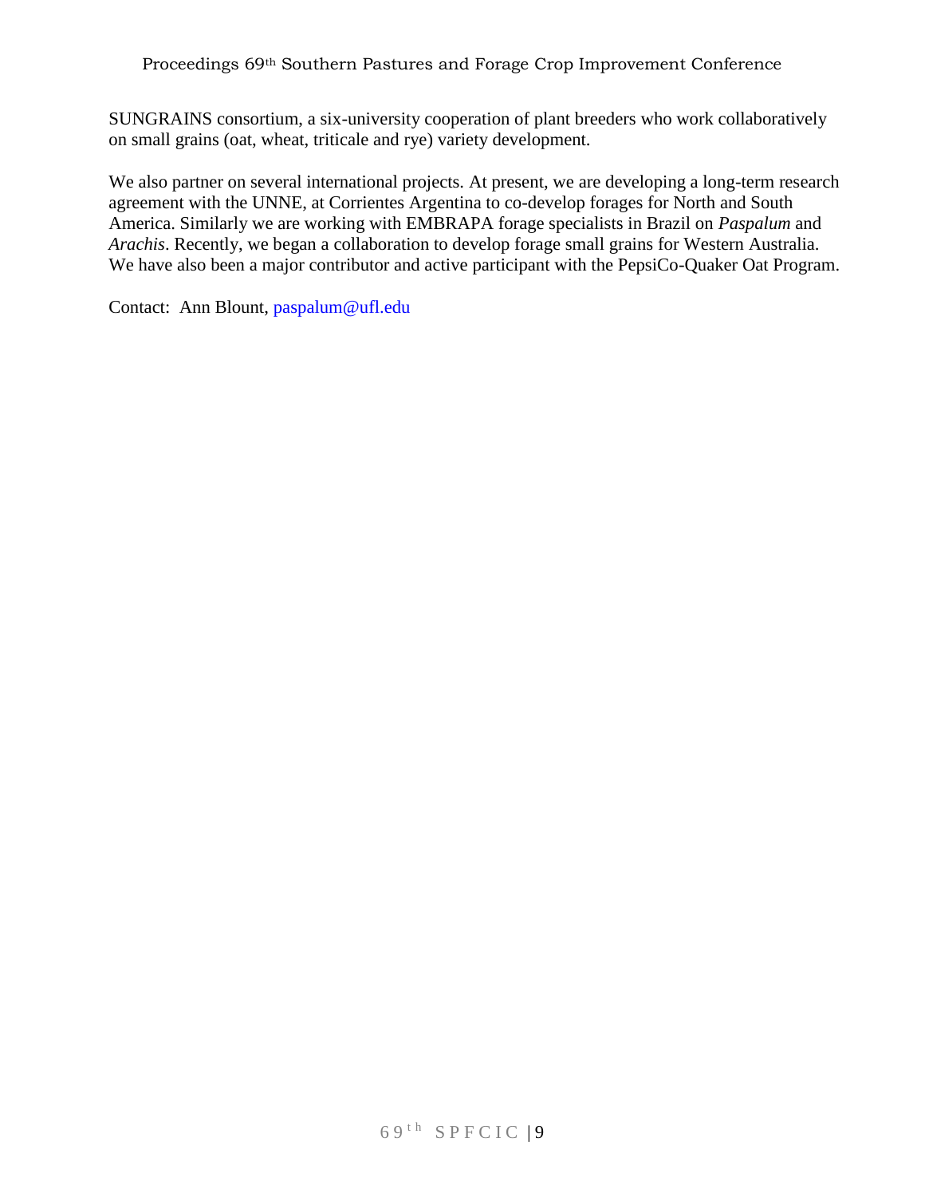SUNGRAINS consortium, a six-university cooperation of plant breeders who work collaboratively on small grains (oat, wheat, triticale and rye) variety development.

We also partner on several international projects. At present, we are developing a long-term research agreement with the UNNE, at Corrientes Argentina to co-develop forages for North and South America. Similarly we are working with EMBRAPA forage specialists in Brazil on *Paspalum* and *Arachis*. Recently, we began a collaboration to develop forage small grains for Western Australia. We have also been a major contributor and active participant with the PepsiCo-Quaker Oat Program.

Contact: Ann Blount, paspalum@ufl.edu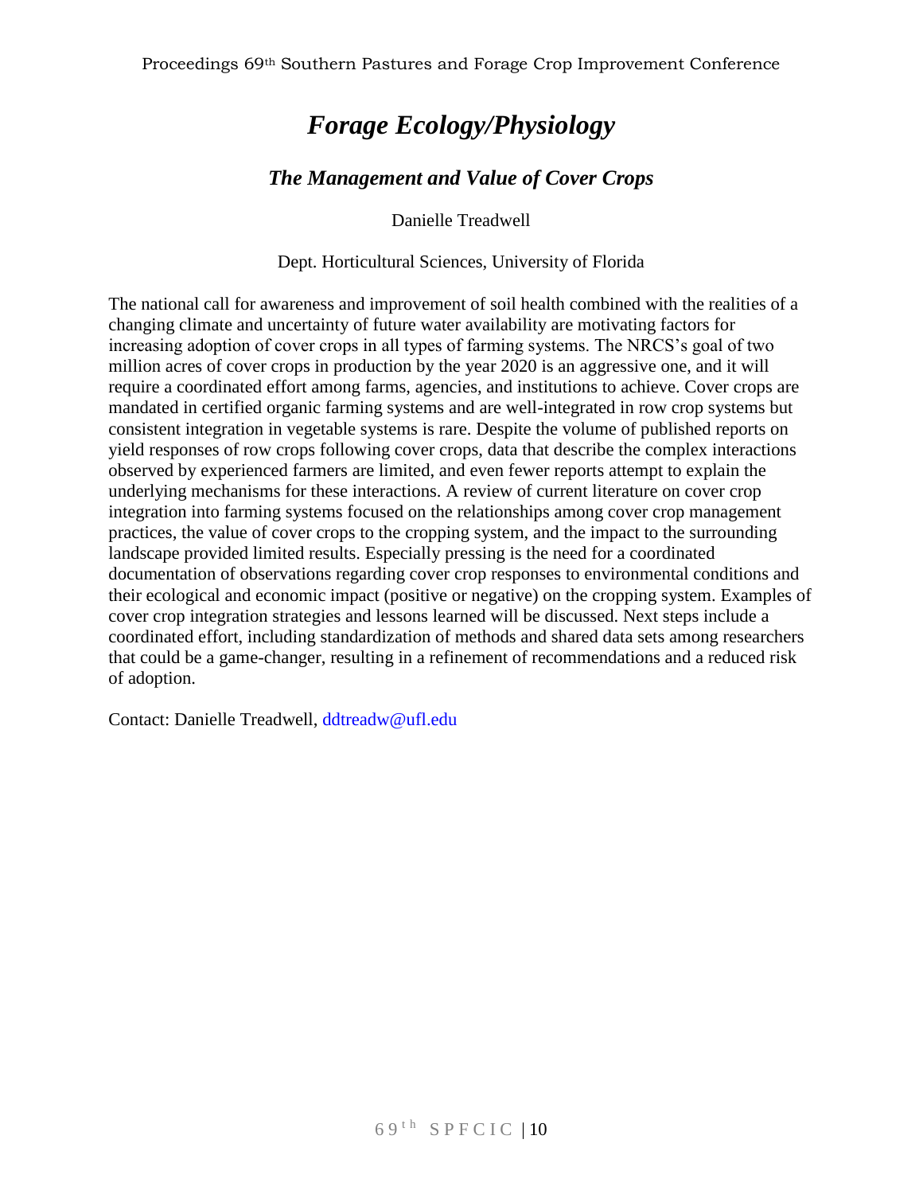# *Forage Ecology/Physiology*

## *The Management and Value of Cover Crops*

Danielle Treadwell

Dept. Horticultural Sciences, University of Florida

The national call for awareness and improvement of soil health combined with the realities of a changing climate and uncertainty of future water availability are motivating factors for increasing adoption of cover crops in all types of farming systems. The NRCS's goal of two million acres of cover crops in production by the year 2020 is an aggressive one, and it will require a coordinated effort among farms, agencies, and institutions to achieve. Cover crops are mandated in certified organic farming systems and are well-integrated in row crop systems but consistent integration in vegetable systems is rare. Despite the volume of published reports on yield responses of row crops following cover crops, data that describe the complex interactions observed by experienced farmers are limited, and even fewer reports attempt to explain the underlying mechanisms for these interactions. A review of current literature on cover crop integration into farming systems focused on the relationships among cover crop management practices, the value of cover crops to the cropping system, and the impact to the surrounding landscape provided limited results. Especially pressing is the need for a coordinated documentation of observations regarding cover crop responses to environmental conditions and their ecological and economic impact (positive or negative) on the cropping system. Examples of cover crop integration strategies and lessons learned will be discussed. Next steps include a coordinated effort, including standardization of methods and shared data sets among researchers that could be a game-changer, resulting in a refinement of recommendations and a reduced risk of adoption.

Contact: Danielle Treadwell, ddtreadw@ufl.edu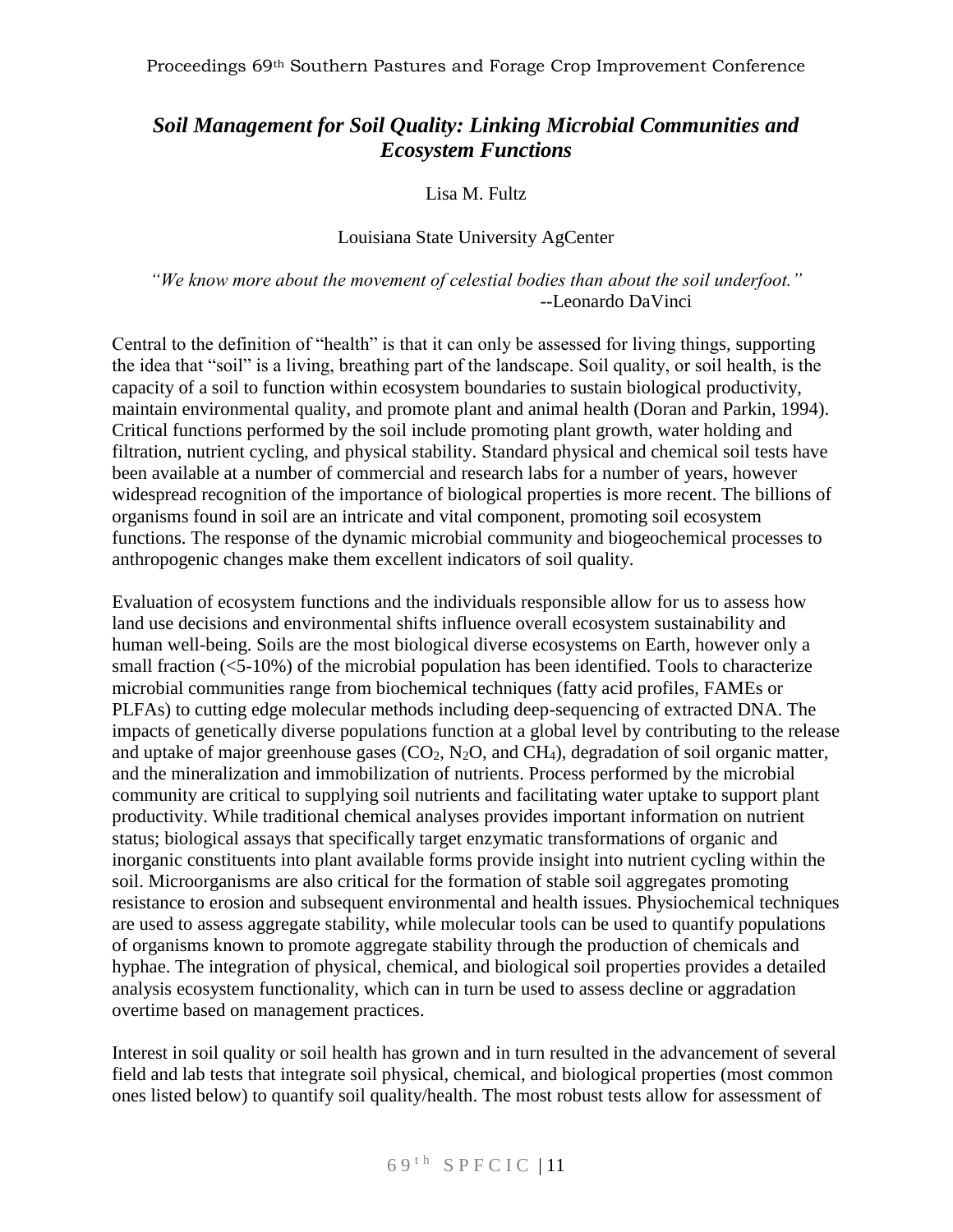## *Soil Management for Soil Quality: Linking Microbial Communities and Ecosystem Functions*

Lisa M. Fultz

Louisiana State University AgCenter

*"We know more about the movement of celestial bodies than about the soil underfoot."*
--Leonardo DaVinci

Central to the definition of "health" is that it can only be assessed for living things, supporting the idea that "soil" is a living, breathing part of the landscape. Soil quality, or soil health, is the capacity of a soil to function within ecosystem boundaries to sustain biological productivity, maintain environmental quality, and promote plant and animal health (Doran and Parkin, 1994). Critical functions performed by the soil include promoting plant growth, water holding and filtration, nutrient cycling, and physical stability. Standard physical and chemical soil tests have been available at a number of commercial and research labs for a number of years, however widespread recognition of the importance of biological properties is more recent. The billions of organisms found in soil are an intricate and vital component, promoting soil ecosystem functions. The response of the dynamic microbial community and biogeochemical processes to anthropogenic changes make them excellent indicators of soil quality.

Evaluation of ecosystem functions and the individuals responsible allow for us to assess how land use decisions and environmental shifts influence overall ecosystem sustainability and human well-being. Soils are the most biological diverse ecosystems on Earth, however only a small fraction (<5-10%) of the microbial population has been identified. Tools to characterize microbial communities range from biochemical techniques (fatty acid profiles, FAMEs or PLFAs) to cutting edge molecular methods including deep-sequencing of extracted DNA. The impacts of genetically diverse populations function at a global level by contributing to the release and uptake of major greenhouse gases ($CO_2$, $N_2O$, and $CH_4$), degradation of soil organic matter, and the mineralization and immobilization of nutrients. Process performed by the microbial community are critical to supplying soil nutrients and facilitating water uptake to support plant productivity. While traditional chemical analyses provides important information on nutrient status; biological assays that specifically target enzymatic transformations of organic and inorganic constituents into plant available forms provide insight into nutrient cycling within the soil. Microorganisms are also critical for the formation of stable soil aggregates promoting resistance to erosion and subsequent environmental and health issues. Physiochemical techniques are used to assess aggregate stability, while molecular tools can be used to quantify populations of organisms known to promote aggregate stability through the production of chemicals and hyphae. The integration of physical, chemical, and biological soil properties provides a detailed analysis ecosystem functionality, which can in turn be used to assess decline or aggradation overtime based on management practices.

Interest in soil quality or soil health has grown and in turn resulted in the advancement of several field and lab tests that integrate soil physical, chemical, and biological properties (most common ones listed below) to quantify soil quality/health. The most robust tests allow for assessment of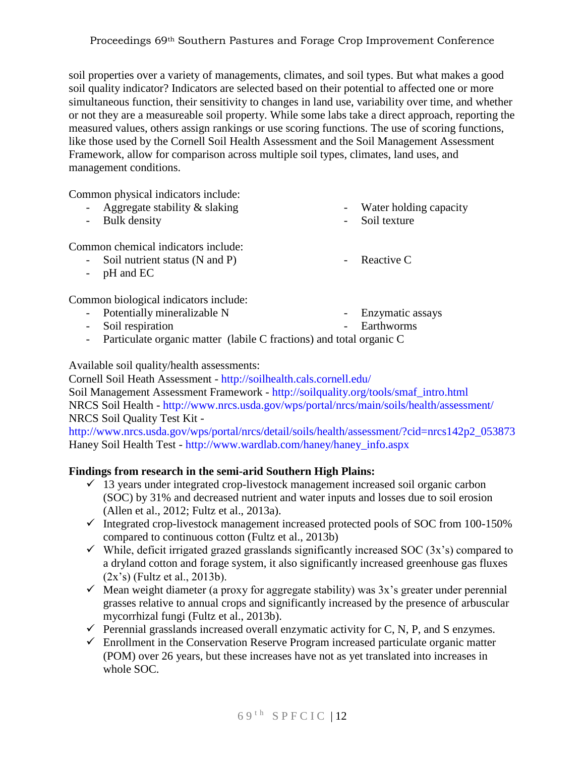soil properties over a variety of managements, climates, and soil types. But what makes a good soil quality indicator? Indicators are selected based on their potential to affected one or more simultaneous function, their sensitivity to changes in land use, variability over time, and whether or not they are a measureable soil property. While some labs take a direct approach, reporting the measured values, others assign rankings or use scoring functions. The use of scoring functions, like those used by the Cornell Soil Health Assessment and the Soil Management Assessment Framework, allow for comparison across multiple soil types, climates, land uses, and management conditions.

Common physical indicators include:

- Aggregate stability & slaking
- Bulk density
- Water holding capacity
- Soil texture

Common chemical indicators include:

- Soil nutrient status (N and P)
- pH and EC
- Reactive C

Common biological indicators include:

- Potentially mineralizable N
- Soil respiration
- Enzymatic assays
- Earthworms
- Particulate organic matter (labile C fractions) and total organic C

Available soil quality/health assessments:

Cornell Soil Heath Assessment - http://soilhealth.cals.cornell.edu/
Soil Management Assessment Framework - http://soilquality.org/tools/smaf_intro.html
NRCS Soil Health - http://www.nrcs.usda.gov/wps/portal/nrcs/main/soils/health/assessment/
NRCS Soil Quality Test Kit - http://www.nrcs.usda.gov/wps/portal/nrcs/detail/soils/health/assessment/?cid=nrcs142p2_053873
Haney Soil Health Test - http://www.wardlab.com/haney/haney_info.aspx

**Findings from research in the semi-arid Southern High Plains:**

- ✓ 13 years under integrated crop-livestock management increased soil organic carbon (SOC) by 31% and decreased nutrient and water inputs and losses due to soil erosion (Allen et al., 2012; Fultz et al., 2013a).
- ✓ Integrated crop-livestock management increased protected pools of SOC from 100-150% compared to continuous cotton (Fultz et al., 2013b)
- ✓ While, deficit irrigated grazed grasslands significantly increased SOC (3x's) compared to a dryland cotton and forage system, it also significantly increased greenhouse gas fluxes (2x's) (Fultz et al., 2013b).
- ✓ Mean weight diameter (a proxy for aggregate stability) was 3x's greater under perennial grasses relative to annual crops and significantly increased by the presence of arbuscular mycorrhizal fungi (Fultz et al., 2013b).
- ✓ Perennial grasslands increased overall enzymatic activity for C, N, P, and S enzymes.
- ✓ Enrollment in the Conservation Reserve Program increased particulate organic matter (POM) over 26 years, but these increases have not as yet translated into increases in whole SOC.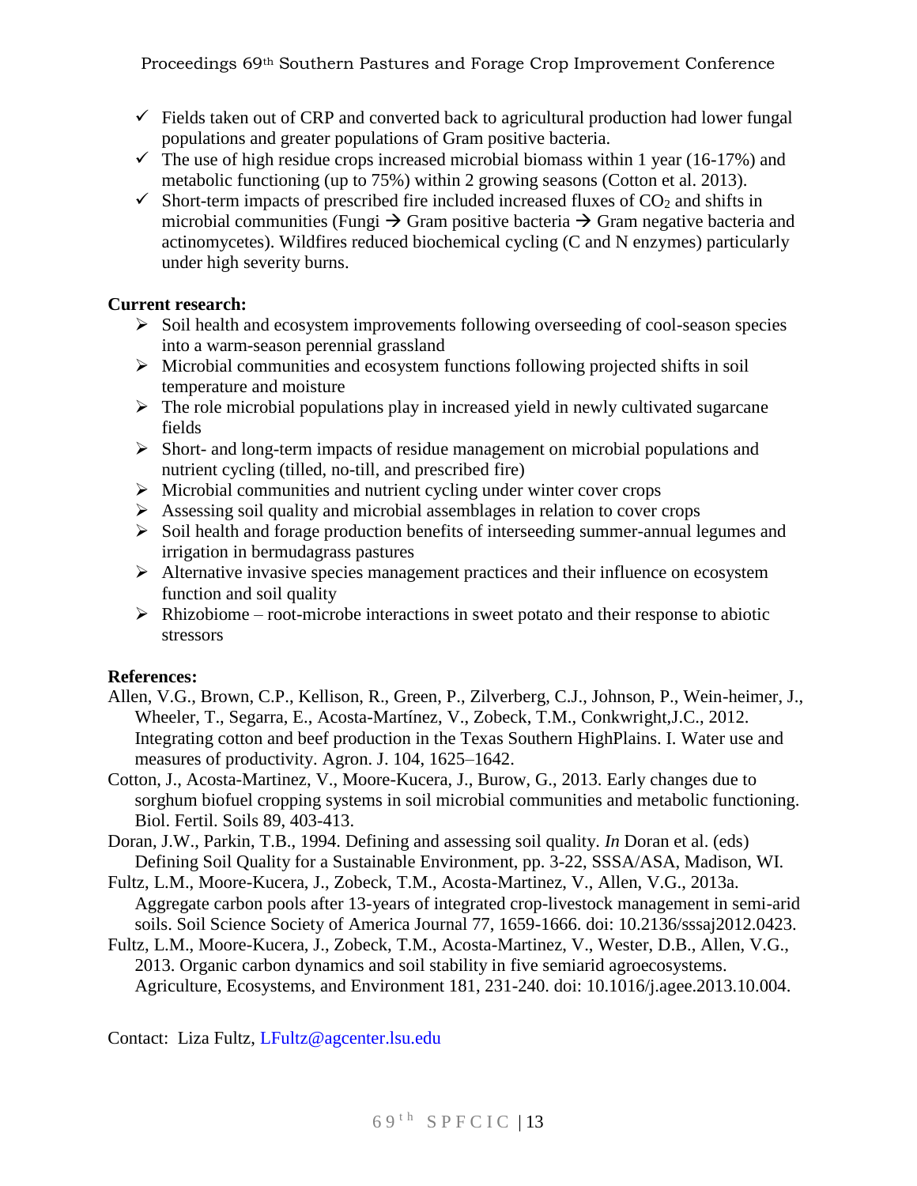- ✓ Fields taken out of CRP and converted back to agricultural production had lower fungal populations and greater populations of Gram positive bacteria.
- ✓ The use of high residue crops increased microbial biomass within 1 year (16-17%) and metabolic functioning (up to 75%) within 2 growing seasons (Cotton et al. 2013).
- ✓ Short-term impacts of prescribed fire included increased fluxes of $CO_2$ and shifts in microbial communities (Fungi → Gram positive bacteria → Gram negative bacteria and actinomycetes). Wildfires reduced biochemical cycling (C and N enzymes) particularly under high severity burns.

**Current research:**

- ➢ Soil health and ecosystem improvements following overseeding of cool-season species into a warm-season perennial grassland
- ➢ Microbial communities and ecosystem functions following projected shifts in soil temperature and moisture
- ➢ The role microbial populations play in increased yield in newly cultivated sugarcane fields
- ➢ Short- and long-term impacts of residue management on microbial populations and nutrient cycling (tilled, no-till, and prescribed fire)
- ➢ Microbial communities and nutrient cycling under winter cover crops
- ➢ Assessing soil quality and microbial assemblages in relation to cover crops
- ➢ Soil health and forage production benefits of interseeding summer-annual legumes and irrigation in bermudagrass pastures
- ➢ Alternative invasive species management practices and their influence on ecosystem function and soil quality
- ➢ Rhizobiome – root-microbe interactions in sweet potato and their response to abiotic stressors

**References:**

Allen, V.G., Brown, C.P., Kellison, R., Green, P., Zilverberg, C.J., Johnson, P., Wein-heimer, J., Wheeler, T., Segarra, E., Acosta-Martínez, V., Zobeck, T.M., Conkwright,J.C., 2012. Integrating cotton and beef production in the Texas Southern HighPlains. I. Water use and measures of productivity. Agron. J. 104, 1625–1642.

Cotton, J., Acosta-Martinez, V., Moore-Kucera, J., Burow, G., 2013. Early changes due to sorghum biofuel cropping systems in soil microbial communities and metabolic functioning. Biol. Fertil. Soils 89, 403-413.

Doran, J.W., Parkin, T.B., 1994. Defining and assessing soil quality. *In* Doran et al. (eds) Defining Soil Quality for a Sustainable Environment, pp. 3-22, SSSA/ASA, Madison, WI.

Fultz, L.M., Moore-Kucera, J., Zobeck, T.M., Acosta-Martinez, V., Allen, V.G., 2013a. Aggregate carbon pools after 13-years of integrated crop-livestock management in semi-arid soils. Soil Science Society of America Journal 77, 1659-1666. doi: 10.2136/sssaj2012.0423.

Fultz, L.M., Moore-Kucera, J., Zobeck, T.M., Acosta-Martinez, V., Wester, D.B., Allen, V.G., 2013. Organic carbon dynamics and soil stability in five semiarid agroecosystems. Agriculture, Ecosystems, and Environment 181, 231-240. doi: 10.1016/j.agee.2013.10.004.

Contact: Liza Fultz, LFultz@agcenter.lsu.edu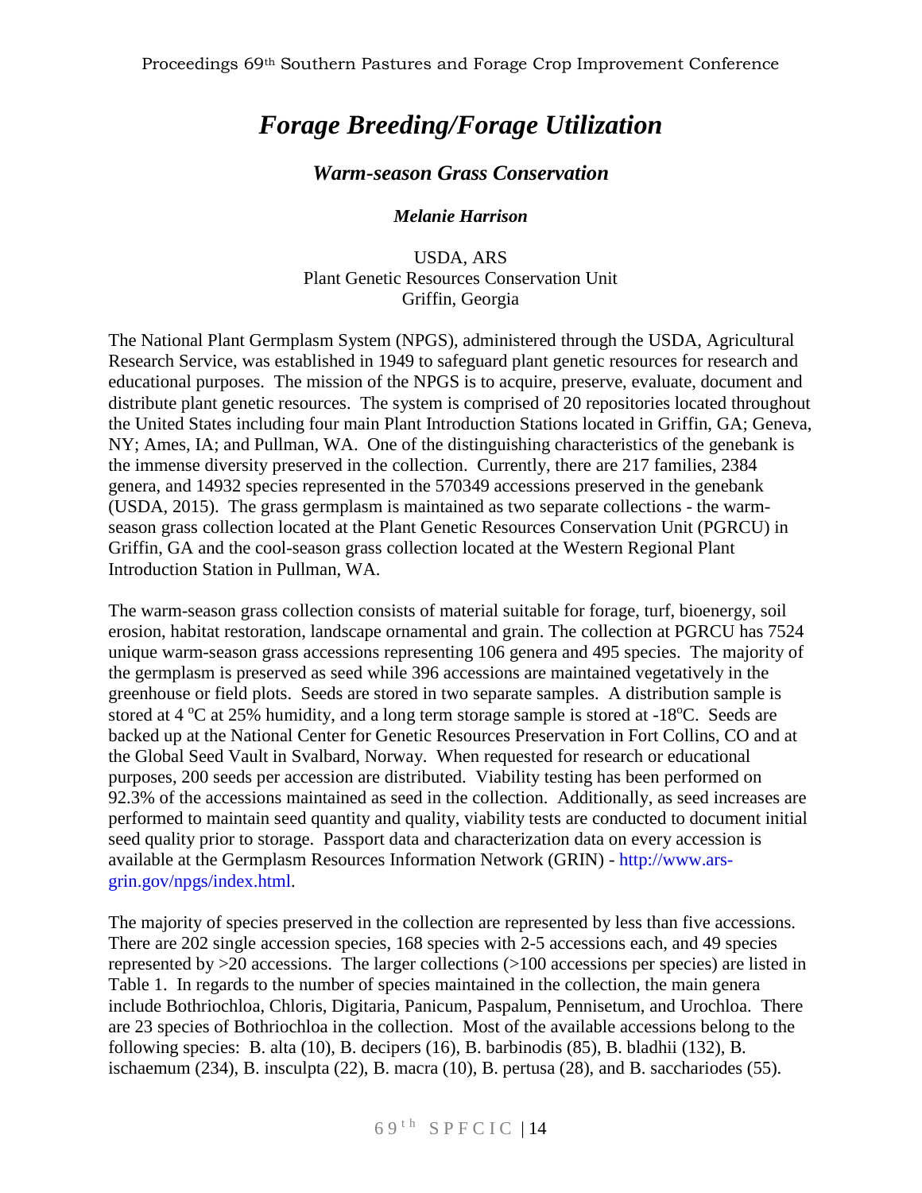# *Forage Breeding/Forage Utilization*

## *Warm-season Grass Conservation*

***Melanie Harrison***

USDA, ARS
Plant Genetic Resources Conservation Unit
Griffin, Georgia

The National Plant Germplasm System (NPGS), administered through the USDA, Agricultural Research Service, was established in 1949 to safeguard plant genetic resources for research and educational purposes. The mission of the NPGS is to acquire, preserve, evaluate, document and distribute plant genetic resources. The system is comprised of 20 repositories located throughout the United States including four main Plant Introduction Stations located in Griffin, GA; Geneva, NY; Ames, IA; and Pullman, WA. One of the distinguishing characteristics of the genebank is the immense diversity preserved in the collection. Currently, there are 217 families, 2384 genera, and 14932 species represented in the 570349 accessions preserved in the genebank (USDA, 2015). The grass germplasm is maintained as two separate collections - the warm-season grass collection located at the Plant Genetic Resources Conservation Unit (PGRCU) in Griffin, GA and the cool-season grass collection located at the Western Regional Plant Introduction Station in Pullman, WA.

The warm-season grass collection consists of material suitable for forage, turf, bioenergy, soil erosion, habitat restoration, landscape ornamental and grain. The collection at PGRCU has 7524 unique warm-season grass accessions representing 106 genera and 495 species. The majority of the germplasm is preserved as seed while 396 accessions are maintained vegetatively in the greenhouse or field plots. Seeds are stored in two separate samples. A distribution sample is stored at 4 $^{o}$C at 25% humidity, and a long term storage sample is stored at -18$^{o}$C. Seeds are backed up at the National Center for Genetic Resources Preservation in Fort Collins, CO and at the Global Seed Vault in Svalbard, Norway. When requested for research or educational purposes, 200 seeds per accession are distributed. Viability testing has been performed on 92.3% of the accessions maintained as seed in the collection. Additionally, as seed increases are performed to maintain seed quantity and quality, viability tests are conducted to document initial seed quality prior to storage. Passport data and characterization data on every accession is available at the Germplasm Resources Information Network (GRIN) - http://www.ars-grin.gov/npgs/index.html.

The majority of species preserved in the collection are represented by less than five accessions. There are 202 single accession species, 168 species with 2-5 accessions each, and 49 species represented by >20 accessions. The larger collections (>100 accessions per species) are listed in Table 1. In regards to the number of species maintained in the collection, the main genera include Bothriochloa, Chloris, Digitaria, Panicum, Paspalum, Pennisetum, and Urochloa. There are 23 species of Bothriochloa in the collection. Most of the available accessions belong to the following species: B. alta (10), B. decipers (16), B. barbinodis (85), B. bladhii (132), B. ischaemum (234), B. insculpta (22), B. macra (10), B. pertusa (28), and B. sacchariodes (55).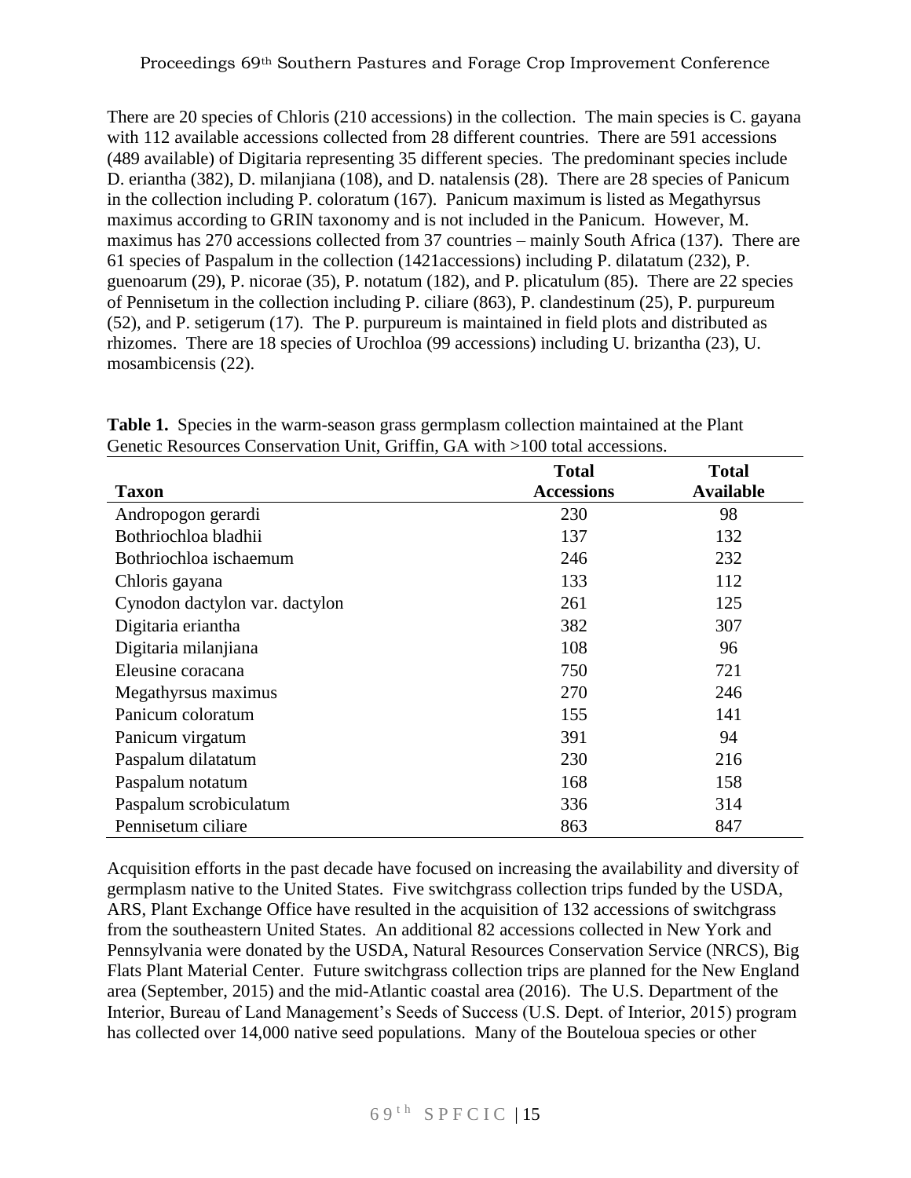There are 20 species of Chloris (210 accessions) in the collection. The main species is C. gayana with 112 available accessions collected from 28 different countries. There are 591 accessions (489 available) of Digitaria representing 35 different species. The predominant species include D. eriantha (382), D. milanjiana (108), and D. natalensis (28). There are 28 species of Panicum in the collection including P. coloratum (167). Panicum maximum is listed as Megathyrsus maximus according to GRIN taxonomy and is not included in the Panicum. However, M. maximus has 270 accessions collected from 37 countries – mainly South Africa (137). There are 61 species of Paspalum in the collection (1421accessions) including P. dilatatum (232), P. guenoarum (29), P. nicorae (35), P. notatum (182), and P. plicatulum (85). There are 22 species of Pennisetum in the collection including P. ciliare (863), P. clandestinum (25), P. purpureum (52), and P. setigerum (17). The P. purpureum is maintained in field plots and distributed as rhizomes. There are 18 species of Urochloa (99 accessions) including U. brizantha (23), U. mosambicensis (22).

**Table 1.** Species in the warm-season grass germplasm collection maintained at the Plant Genetic Resources Conservation Unit, Griffin, GA with >100 total accessions.

| Taxon | Total Accessions | Total Available |
|---|---|---|
| Andropogon gerardi | 230 | 98 |
| Bothriochloa bladhii | 137 | 132 |
| Bothriochloa ischaemum | 246 | 232 |
| Chloris gayana | 133 | 112 |
| Cynodon dactylon var. dactylon | 261 | 125 |
| Digitaria eriantha | 382 | 307 |
| Digitaria milanjiana | 108 | 96 |
| Eleusine coracana | 750 | 721 |
| Megathyrsus maximus | 270 | 246 |
| Panicum coloratum | 155 | 141 |
| Panicum virgatum | 391 | 94 |
| Paspalum dilatatum | 230 | 216 |
| Paspalum notatum | 168 | 158 |
| Paspalum scrobiculatum | 336 | 314 |
| Pennisetum ciliare | 863 | 847 |

Acquisition efforts in the past decade have focused on increasing the availability and diversity of germplasm native to the United States. Five switchgrass collection trips funded by the USDA, ARS, Plant Exchange Office have resulted in the acquisition of 132 accessions of switchgrass from the southeastern United States. An additional 82 accessions collected in New York and Pennsylvania were donated by the USDA, Natural Resources Conservation Service (NRCS), Big Flats Plant Material Center. Future switchgrass collection trips are planned for the New England area (September, 2015) and the mid-Atlantic coastal area (2016). The U.S. Department of the Interior, Bureau of Land Management's Seeds of Success (U.S. Dept. of Interior, 2015) program has collected over 14,000 native seed populations. Many of the Bouteloua species or other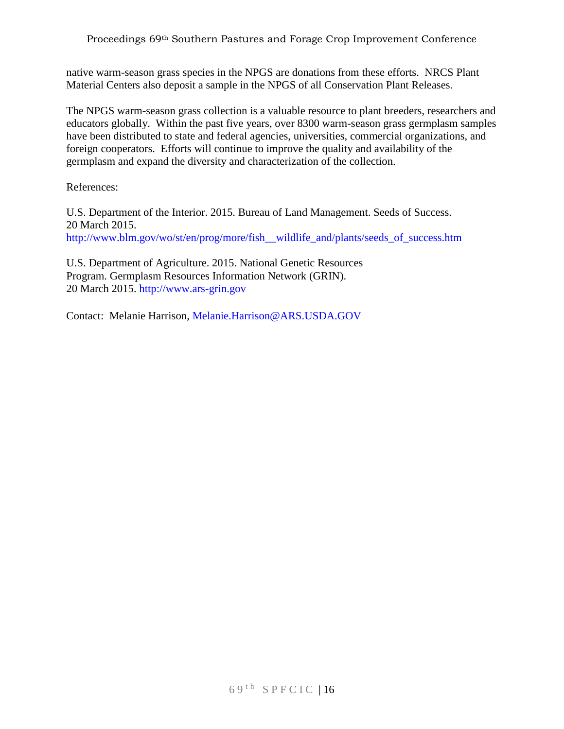native warm-season grass species in the NPGS are donations from these efforts. NRCS Plant Material Centers also deposit a sample in the NPGS of all Conservation Plant Releases.

The NPGS warm-season grass collection is a valuable resource to plant breeders, researchers and educators globally. Within the past five years, over 8300 warm-season grass germplasm samples have been distributed to state and federal agencies, universities, commercial organizations, and foreign cooperators. Efforts will continue to improve the quality and availability of the germplasm and expand the diversity and characterization of the collection.

References:

U.S. Department of the Interior. 2015. Bureau of Land Management. Seeds of Success. 20 March 2015. http://www.blm.gov/wo/st/en/prog/more/fish__wildlife_and/plants/seeds_of_success.htm

U.S. Department of Agriculture. 2015. National Genetic Resources Program. Germplasm Resources Information Network (GRIN). 20 March 2015. http://www.ars-grin.gov

Contact: Melanie Harrison, Melanie.Harrison@ARS.USDA.GOV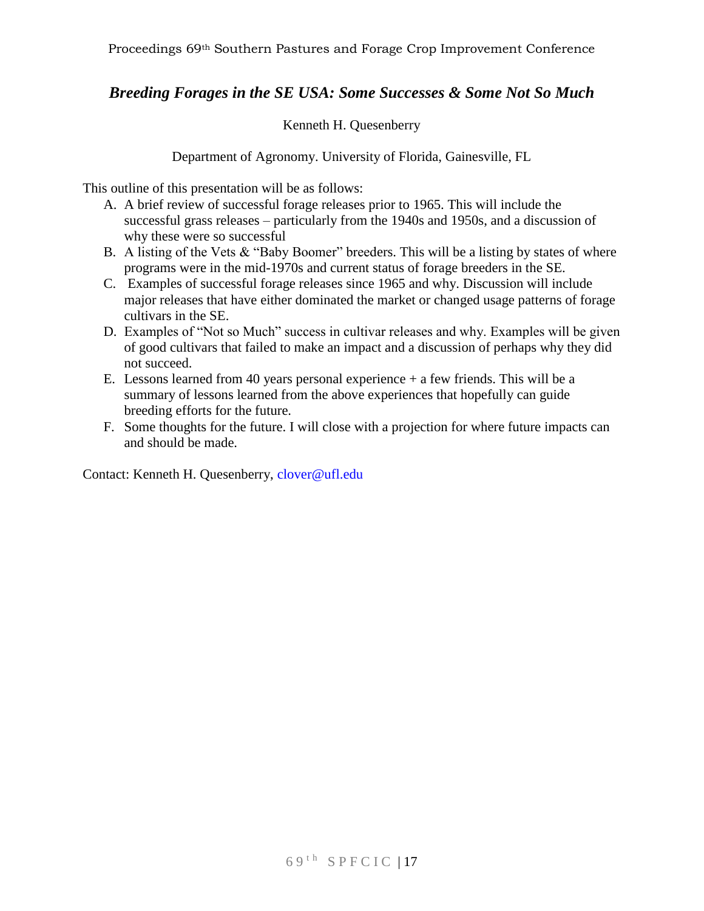## *Breeding Forages in the SE USA: Some Successes & Some Not So Much*

Kenneth H. Quesenberry

Department of Agronomy. University of Florida, Gainesville, FL

This outline of this presentation will be as follows:

A. A brief review of successful forage releases prior to 1965. This will include the successful grass releases – particularly from the 1940s and 1950s, and a discussion of why these were so successful
B. A listing of the Vets & "Baby Boomer" breeders. This will be a listing by states of where programs were in the mid-1970s and current status of forage breeders in the SE.
C. Examples of successful forage releases since 1965 and why. Discussion will include major releases that have either dominated the market or changed usage patterns of forage cultivars in the SE.
D. Examples of "Not so Much" success in cultivar releases and why. Examples will be given of good cultivars that failed to make an impact and a discussion of perhaps why they did not succeed.
E. Lessons learned from 40 years personal experience + a few friends. This will be a summary of lessons learned from the above experiences that hopefully can guide breeding efforts for the future.
F. Some thoughts for the future. I will close with a projection for where future impacts can and should be made.

Contact: Kenneth H. Quesenberry, clover@ufl.edu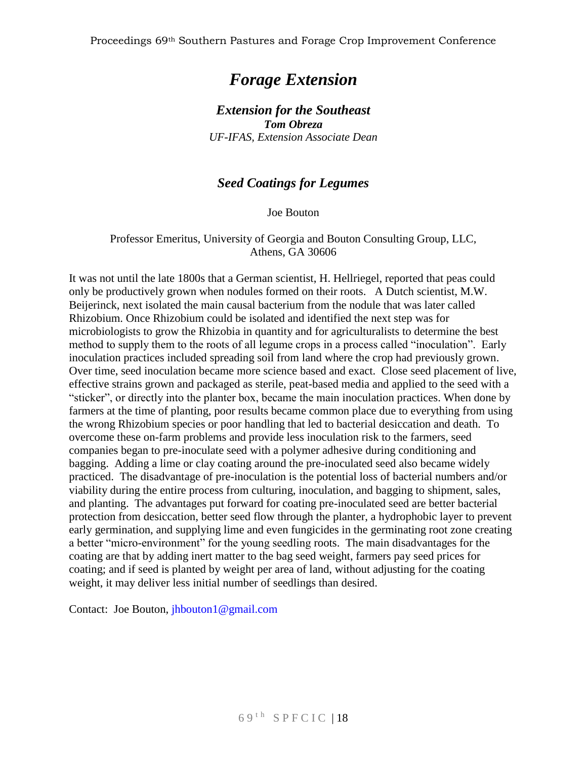# *Forage Extension*

## *Extension for the Southeast*

***Tom Obreza***

*UF-IFAS, Extension Associate Dean*

## *Seed Coatings for Legumes*

Joe Bouton

Professor Emeritus, University of Georgia and Bouton Consulting Group, LLC, Athens, GA 30606

It was not until the late 1800s that a German scientist, H. Hellriegel, reported that peas could only be productively grown when nodules formed on their roots. A Dutch scientist, M.W. Beijerinck, next isolated the main causal bacterium from the nodule that was later called Rhizobium. Once Rhizobium could be isolated and identified the next step was for microbiologists to grow the Rhizobia in quantity and for agriculturalists to determine the best method to supply them to the roots of all legume crops in a process called "inoculation". Early inoculation practices included spreading soil from land where the crop had previously grown. Over time, seed inoculation became more science based and exact. Close seed placement of live, effective strains grown and packaged as sterile, peat-based media and applied to the seed with a "sticker", or directly into the planter box, became the main inoculation practices. When done by farmers at the time of planting, poor results became common place due to everything from using the wrong Rhizobium species or poor handling that led to bacterial desiccation and death. To overcome these on-farm problems and provide less inoculation risk to the farmers, seed companies began to pre-inoculate seed with a polymer adhesive during conditioning and bagging. Adding a lime or clay coating around the pre-inoculated seed also became widely practiced. The disadvantage of pre-inoculation is the potential loss of bacterial numbers and/or viability during the entire process from culturing, inoculation, and bagging to shipment, sales, and planting. The advantages put forward for coating pre-inoculated seed are better bacterial protection from desiccation, better seed flow through the planter, a hydrophobic layer to prevent early germination, and supplying lime and even fungicides in the germinating root zone creating a better "micro-environment" for the young seedling roots. The main disadvantages for the coating are that by adding inert matter to the bag seed weight, farmers pay seed prices for coating; and if seed is planted by weight per area of land, without adjusting for the coating weight, it may deliver less initial number of seedlings than desired.

Contact: Joe Bouton, jhbouton1@gmail.com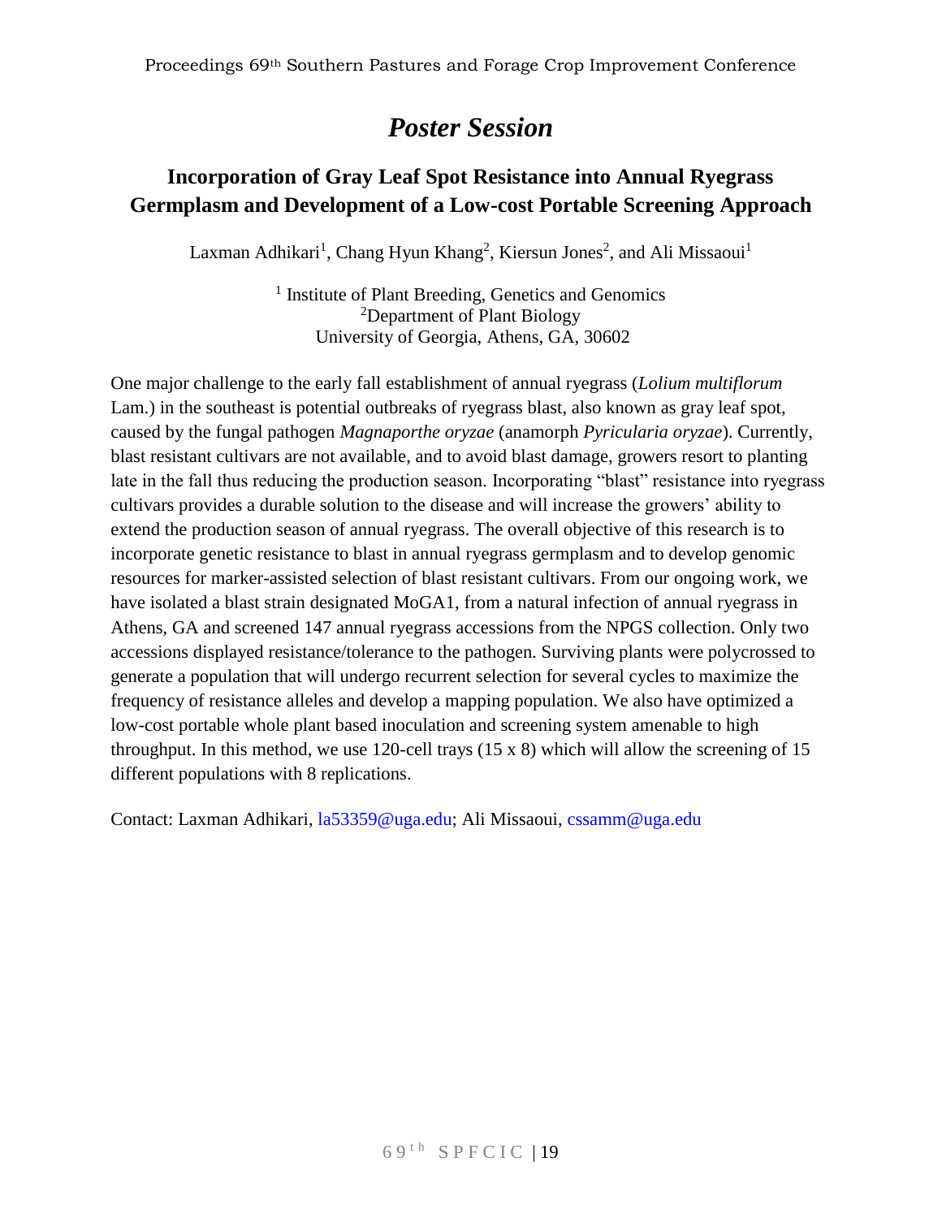# *Poster Session*

## Incorporation of Gray Leaf Spot Resistance into Annual Ryegrass Germplasm and Development of a Low-cost Portable Screening Approach

Laxman Adhikari[1], Chang Hyun Khang[2], Kiersun Jones[2], and Ali Missaoui[1]

[1] Institute of Plant Breeding, Genetics and Genomics
[2]Department of Plant Biology
University of Georgia, Athens, GA, 30602

One major challenge to the early fall establishment of annual ryegrass (*Lolium multiflorum* Lam.) in the southeast is potential outbreaks of ryegrass blast, also known as gray leaf spot, caused by the fungal pathogen *Magnaporthe oryzae* (anamorph *Pyricularia oryzae*). Currently, blast resistant cultivars are not available, and to avoid blast damage, growers resort to planting late in the fall thus reducing the production season. Incorporating "blast" resistance into ryegrass cultivars provides a durable solution to the disease and will increase the growers' ability to extend the production season of annual ryegrass. The overall objective of this research is to incorporate genetic resistance to blast in annual ryegrass germplasm and to develop genomic resources for marker-assisted selection of blast resistant cultivars. From our ongoing work, we have isolated a blast strain designated MoGA1, from a natural infection of annual ryegrass in Athens, GA and screened 147 annual ryegrass accessions from the NPGS collection. Only two accessions displayed resistance/tolerance to the pathogen. Surviving plants were polycrossed to generate a population that will undergo recurrent selection for several cycles to maximize the frequency of resistance alleles and develop a mapping population. We also have optimized a low-cost portable whole plant based inoculation and screening system amenable to high throughput. In this method, we use 120-cell trays (15 x 8) which will allow the screening of 15 different populations with 8 replications.

Contact: Laxman Adhikari, la53359@uga.edu; Ali Missaoui, cssamm@uga.edu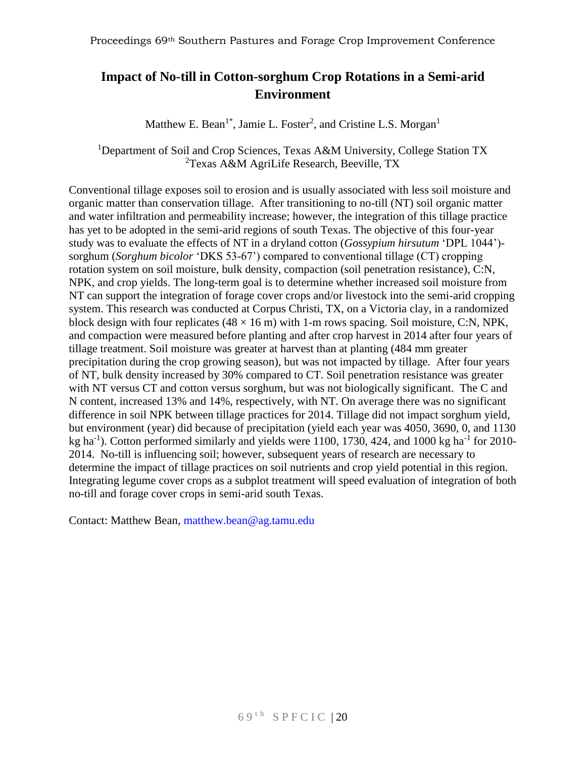# Impact of No-till in Cotton-sorghum Crop Rotations in a Semi-arid Environment

Matthew E. Bean[1*], Jamie L. Foster[2], and Cristine L.S. Morgan[1]

[1]Department of Soil and Crop Sciences, Texas A&M University, College Station TX
[2]Texas A&M AgriLife Research, Beeville, TX

Conventional tillage exposes soil to erosion and is usually associated with less soil moisture and organic matter than conservation tillage. After transitioning to no-till (NT) soil organic matter and water infiltration and permeability increase; however, the integration of this tillage practice has yet to be adopted in the semi-arid regions of south Texas. The objective of this four-year study was to evaluate the effects of NT in a dryland cotton (*Gossypium hirsutum* 'DPL 1044')-sorghum (*Sorghum bicolor* 'DKS 53-67') compared to conventional tillage (CT) cropping rotation system on soil moisture, bulk density, compaction (soil penetration resistance), C:N, NPK, and crop yields. The long-term goal is to determine whether increased soil moisture from NT can support the integration of forage cover crops and/or livestock into the semi-arid cropping system. This research was conducted at Corpus Christi, TX, on a Victoria clay, in a randomized block design with four replicates ($48 \times 16$ m) with 1-m rows spacing. Soil moisture, C:N, NPK, and compaction were measured before planting and after crop harvest in 2014 after four years of tillage treatment. Soil moisture was greater at harvest than at planting (484 mm greater precipitation during the crop growing season), but was not impacted by tillage. After four years of NT, bulk density increased by 30% compared to CT. Soil penetration resistance was greater with NT versus CT and cotton versus sorghum, but was not biologically significant. The C and N content, increased 13% and 14%, respectively, with NT. On average there was no significant difference in soil NPK between tillage practices for 2014. Tillage did not impact sorghum yield, but environment (year) did because of precipitation (yield each year was 4050, 3690, 0, and 1130 kg ha$^{-1}$). Cotton performed similarly and yields were 1100, 1730, 424, and 1000 kg ha$^{-1}$ for 2010-2014. No-till is influencing soil; however, subsequent years of research are necessary to determine the impact of tillage practices on soil nutrients and crop yield potential in this region. Integrating legume cover crops as a subplot treatment will speed evaluation of integration of both no-till and forage cover crops in semi-arid south Texas.

Contact: Matthew Bean, matthew.bean@ag.tamu.edu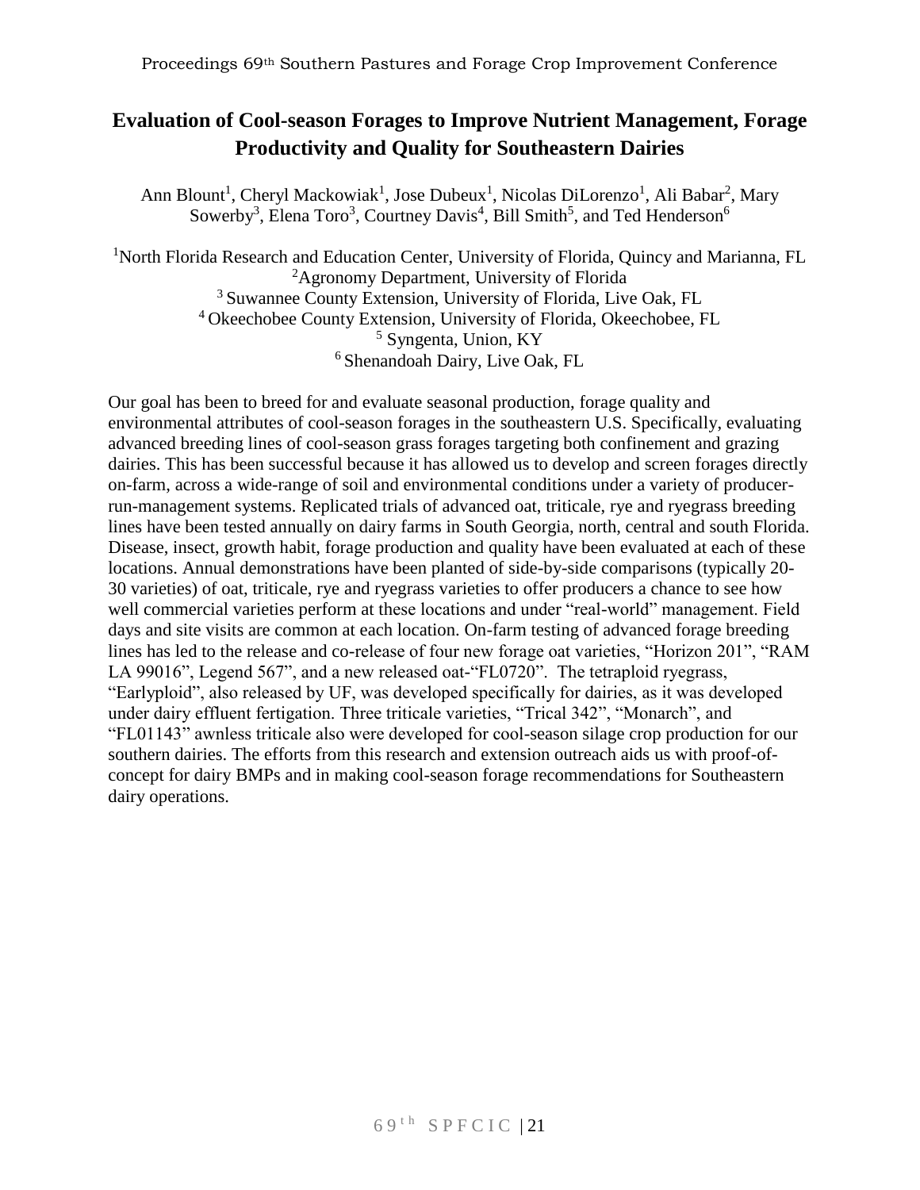# Evaluation of Cool-season Forages to Improve Nutrient Management, Forage Productivity and Quality for Southeastern Dairies

Ann Blount[1], Cheryl Mackowiak[1], Jose Dubeux[1], Nicolas DiLorenzo[1], Ali Babar[2], Mary Sowerby[3], Elena Toro[3], Courtney Davis[4], Bill Smith[5], and Ted Henderson[6]

[1]North Florida Research and Education Center, University of Florida, Quincy and Marianna, FL
[2]Agronomy Department, University of Florida
[3] Suwannee County Extension, University of Florida, Live Oak, FL
[4] Okeechobee County Extension, University of Florida, Okeechobee, FL
[5] Syngenta, Union, KY
[6] Shenandoah Dairy, Live Oak, FL

Our goal has been to breed for and evaluate seasonal production, forage quality and environmental attributes of cool-season forages in the southeastern U.S. Specifically, evaluating advanced breeding lines of cool-season grass forages targeting both confinement and grazing dairies. This has been successful because it has allowed us to develop and screen forages directly on-farm, across a wide-range of soil and environmental conditions under a variety of producer-run-management systems. Replicated trials of advanced oat, triticale, rye and ryegrass breeding lines have been tested annually on dairy farms in South Georgia, north, central and south Florida. Disease, insect, growth habit, forage production and quality have been evaluated at each of these locations. Annual demonstrations have been planted of side-by-side comparisons (typically 20-30 varieties) of oat, triticale, rye and ryegrass varieties to offer producers a chance to see how well commercial varieties perform at these locations and under "real-world" management. Field days and site visits are common at each location. On-farm testing of advanced forage breeding lines has led to the release and co-release of four new forage oat varieties, "Horizon 201", "RAM LA 99016", Legend 567", and a new released oat-"FL0720". The tetraploid ryegrass, "Earlyploid", also released by UF, was developed specifically for dairies, as it was developed under dairy effluent fertigation. Three triticale varieties, "Trical 342", "Monarch", and "FL01143" awnless triticale also were developed for cool-season silage crop production for our southern dairies. The efforts from this research and extension outreach aids us with proof-of-concept for dairy BMPs and in making cool-season forage recommendations for Southeastern dairy operations.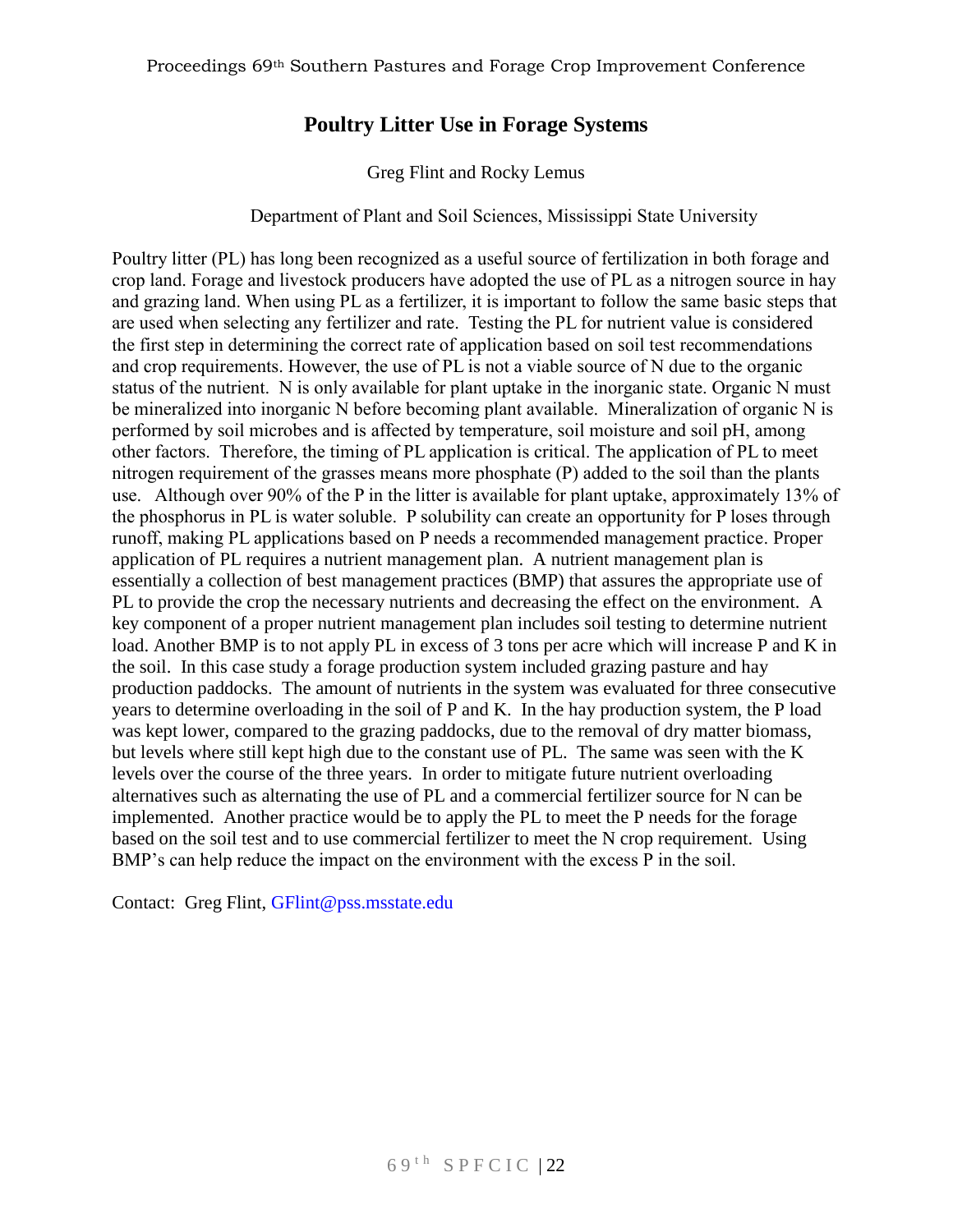# Poultry Litter Use in Forage Systems

Greg Flint and Rocky Lemus

Department of Plant and Soil Sciences, Mississippi State University

Poultry litter (PL) has long been recognized as a useful source of fertilization in both forage and crop land. Forage and livestock producers have adopted the use of PL as a nitrogen source in hay and grazing land. When using PL as a fertilizer, it is important to follow the same basic steps that are used when selecting any fertilizer and rate. Testing the PL for nutrient value is considered the first step in determining the correct rate of application based on soil test recommendations and crop requirements. However, the use of PL is not a viable source of N due to the organic status of the nutrient. N is only available for plant uptake in the inorganic state. Organic N must be mineralized into inorganic N before becoming plant available. Mineralization of organic N is performed by soil microbes and is affected by temperature, soil moisture and soil pH, among other factors. Therefore, the timing of PL application is critical. The application of PL to meet nitrogen requirement of the grasses means more phosphate (P) added to the soil than the plants use. Although over 90% of the P in the litter is available for plant uptake, approximately 13% of the phosphorus in PL is water soluble. P solubility can create an opportunity for P loses through runoff, making PL applications based on P needs a recommended management practice. Proper application of PL requires a nutrient management plan. A nutrient management plan is essentially a collection of best management practices (BMP) that assures the appropriate use of PL to provide the crop the necessary nutrients and decreasing the effect on the environment. A key component of a proper nutrient management plan includes soil testing to determine nutrient load. Another BMP is to not apply PL in excess of 3 tons per acre which will increase P and K in the soil. In this case study a forage production system included grazing pasture and hay production paddocks. The amount of nutrients in the system was evaluated for three consecutive years to determine overloading in the soil of P and K. In the hay production system, the P load was kept lower, compared to the grazing paddocks, due to the removal of dry matter biomass, but levels where still kept high due to the constant use of PL. The same was seen with the K levels over the course of the three years. In order to mitigate future nutrient overloading alternatives such as alternating the use of PL and a commercial fertilizer source for N can be implemented. Another practice would be to apply the PL to meet the P needs for the forage based on the soil test and to use commercial fertilizer to meet the N crop requirement. Using BMP's can help reduce the impact on the environment with the excess P in the soil.

Contact: Greg Flint, GFlint@pss.msstate.edu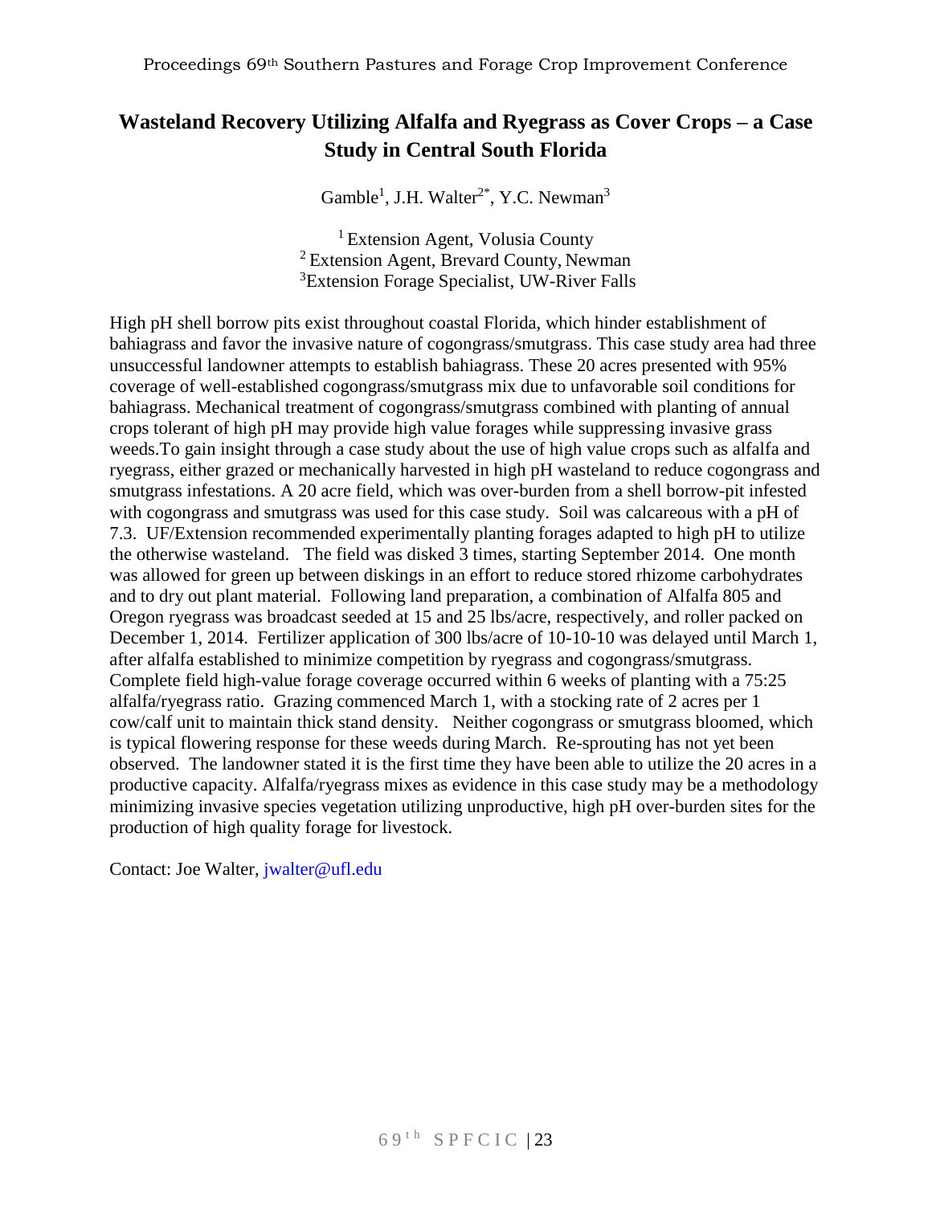# Wasteland Recovery Utilizing Alfalfa and Ryegrass as Cover Crops – a Case Study in Central South Florida

Gamble[1], J.H. Walter[2*], Y.C. Newman[3]

[1] Extension Agent, Volusia County
[2] Extension Agent, Brevard County, Newman
[3] Extension Forage Specialist, UW-River Falls

High pH shell borrow pits exist throughout coastal Florida, which hinder establishment of bahiagrass and favor the invasive nature of cogongrass/smutgrass. This case study area had three unsuccessful landowner attempts to establish bahiagrass. These 20 acres presented with 95% coverage of well-established cogongrass/smutgrass mix due to unfavorable soil conditions for bahiagrass. Mechanical treatment of cogongrass/smutgrass combined with planting of annual crops tolerant of high pH may provide high value forages while suppressing invasive grass weeds.To gain insight through a case study about the use of high value crops such as alfalfa and ryegrass, either grazed or mechanically harvested in high pH wasteland to reduce cogongrass and smutgrass infestations. A 20 acre field, which was over-burden from a shell borrow-pit infested with cogongrass and smutgrass was used for this case study. Soil was calcareous with a pH of 7.3. UF/Extension recommended experimentally planting forages adapted to high pH to utilize the otherwise wasteland. The field was disked 3 times, starting September 2014. One month was allowed for green up between diskings in an effort to reduce stored rhizome carbohydrates and to dry out plant material. Following land preparation, a combination of Alfalfa 805 and Oregon ryegrass was broadcast seeded at 15 and 25 lbs/acre, respectively, and roller packed on December 1, 2014. Fertilizer application of 300 lbs/acre of 10-10-10 was delayed until March 1, after alfalfa established to minimize competition by ryegrass and cogongrass/smutgrass. Complete field high-value forage coverage occurred within 6 weeks of planting with a 75:25 alfalfa/ryegrass ratio. Grazing commenced March 1, with a stocking rate of 2 acres per 1 cow/calf unit to maintain thick stand density. Neither cogongrass or smutgrass bloomed, which is typical flowering response for these weeds during March. Re-sprouting has not yet been observed. The landowner stated it is the first time they have been able to utilize the 20 acres in a productive capacity. Alfalfa/ryegrass mixes as evidence in this case study may be a methodology minimizing invasive species vegetation utilizing unproductive, high pH over-burden sites for the production of high quality forage for livestock.

Contact: Joe Walter, jwalter@ufl.edu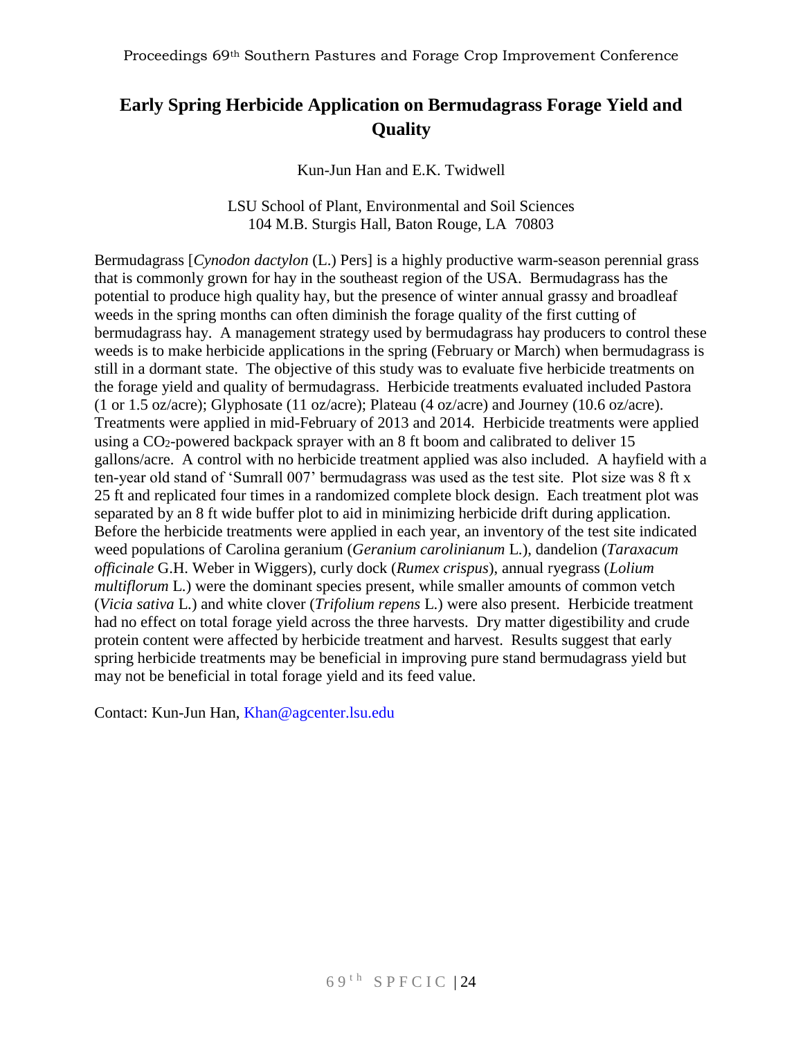# Early Spring Herbicide Application on Bermudagrass Forage Yield and Quality

Kun-Jun Han and E.K. Twidwell

LSU School of Plant, Environmental and Soil Sciences
104 M.B. Sturgis Hall, Baton Rouge, LA 70803

Bermudagrass [*Cynodon dactylon* (L.) Pers] is a highly productive warm-season perennial grass that is commonly grown for hay in the southeast region of the USA. Bermudagrass has the potential to produce high quality hay, but the presence of winter annual grassy and broadleaf weeds in the spring months can often diminish the forage quality of the first cutting of bermudagrass hay. A management strategy used by bermudagrass hay producers to control these weeds is to make herbicide applications in the spring (February or March) when bermudagrass is still in a dormant state. The objective of this study was to evaluate five herbicide treatments on the forage yield and quality of bermudagrass. Herbicide treatments evaluated included Pastora (1 or 1.5 oz/acre); Glyphosate (11 oz/acre); Plateau (4 oz/acre) and Journey (10.6 oz/acre). Treatments were applied in mid-February of 2013 and 2014. Herbicide treatments were applied using a $CO_2$-powered backpack sprayer with an 8 ft boom and calibrated to deliver 15 gallons/acre. A control with no herbicide treatment applied was also included. A hayfield with a ten-year old stand of 'Sumrall 007' bermudagrass was used as the test site. Plot size was 8 ft x 25 ft and replicated four times in a randomized complete block design. Each treatment plot was separated by an 8 ft wide buffer plot to aid in minimizing herbicide drift during application. Before the herbicide treatments were applied in each year, an inventory of the test site indicated weed populations of Carolina geranium (*Geranium carolinianum* L.), dandelion (*Taraxacum officinale* G.H. Weber in Wiggers), curly dock (*Rumex crispus*), annual ryegrass (*Lolium multiflorum* L.) were the dominant species present, while smaller amounts of common vetch (*Vicia sativa* L.) and white clover (*Trifolium repens* L.) were also present. Herbicide treatment had no effect on total forage yield across the three harvests. Dry matter digestibility and crude protein content were affected by herbicide treatment and harvest. Results suggest that early spring herbicide treatments may be beneficial in improving pure stand bermudagrass yield but may not be beneficial in total forage yield and its feed value.

Contact: Kun-Jun Han, Khan@agcenter.lsu.edu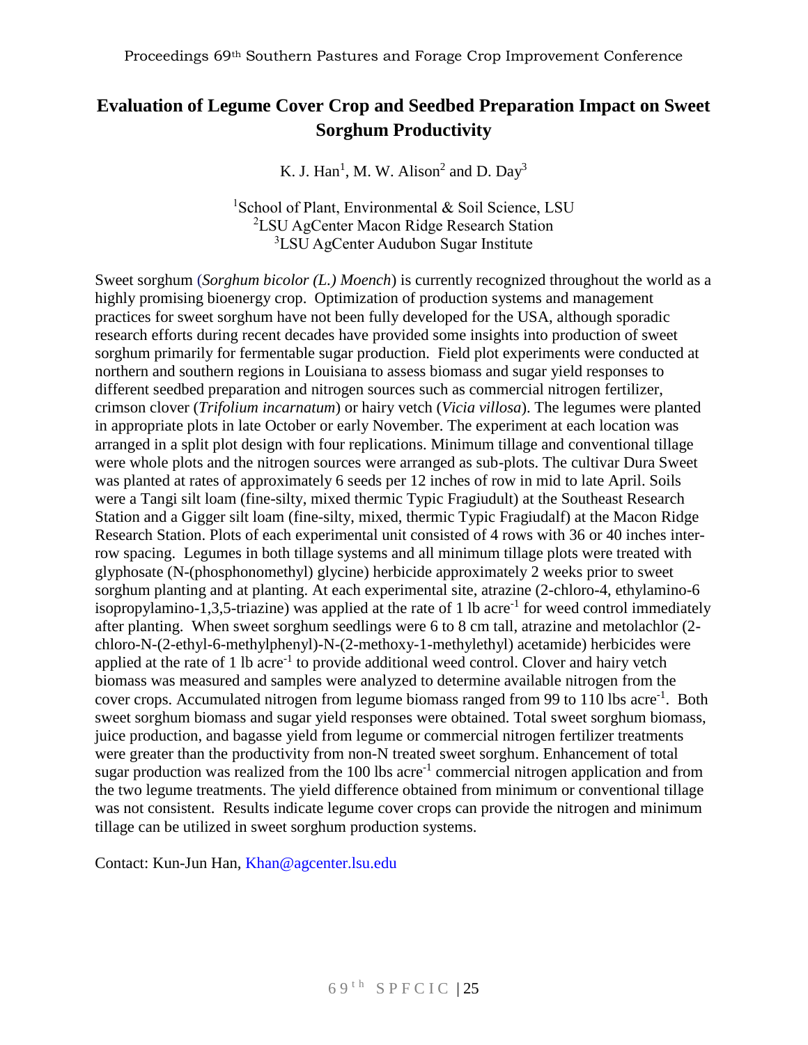# Evaluation of Legume Cover Crop and Seedbed Preparation Impact on Sweet Sorghum Productivity

K. J. Han[1], M. W. Alison[2] and D. Day[3]

[1]School of Plant, Environmental & Soil Science, LSU
[2]LSU AgCenter Macon Ridge Research Station
[3]LSU AgCenter Audubon Sugar Institute

Sweet sorghum (*Sorghum bicolor (L.) Moench*) is currently recognized throughout the world as a highly promising bioenergy crop. Optimization of production systems and management practices for sweet sorghum have not been fully developed for the USA, although sporadic research efforts during recent decades have provided some insights into production of sweet sorghum primarily for fermentable sugar production. Field plot experiments were conducted at northern and southern regions in Louisiana to assess biomass and sugar yield responses to different seedbed preparation and nitrogen sources such as commercial nitrogen fertilizer, crimson clover (*Trifolium incarnatum*) or hairy vetch (*Vicia villosa*). The legumes were planted in appropriate plots in late October or early November. The experiment at each location was arranged in a split plot design with four replications. Minimum tillage and conventional tillage were whole plots and the nitrogen sources were arranged as sub-plots. The cultivar Dura Sweet was planted at rates of approximately 6 seeds per 12 inches of row in mid to late April. Soils were a Tangi silt loam (fine-silty, mixed thermic Typic Fragiudult) at the Southeast Research Station and a Gigger silt loam (fine-silty, mixed, thermic Typic Fragiudalf) at the Macon Ridge Research Station. Plots of each experimental unit consisted of 4 rows with 36 or 40 inches inter-row spacing. Legumes in both tillage systems and all minimum tillage plots were treated with glyphosate (N-(phosphonomethyl) glycine) herbicide approximately 2 weeks prior to sweet sorghum planting and at planting. At each experimental site, atrazine (2-chloro-4, ethylamino-6 isopropylamino-1,3,5-triazine) was applied at the rate of 1 lb acre$^{-1}$ for weed control immediately after planting. When sweet sorghum seedlings were 6 to 8 cm tall, atrazine and metolachlor (2-chloro-N-(2-ethyl-6-methylphenyl)-N-(2-methoxy-1-methylethyl) acetamide) herbicides were applied at the rate of 1 lb acre$^{-1}$ to provide additional weed control. Clover and hairy vetch biomass was measured and samples were analyzed to determine available nitrogen from the cover crops. Accumulated nitrogen from legume biomass ranged from 99 to 110 lbs acre$^{-1}$. Both sweet sorghum biomass and sugar yield responses were obtained. Total sweet sorghum biomass, juice production, and bagasse yield from legume or commercial nitrogen fertilizer treatments were greater than the productivity from non-N treated sweet sorghum. Enhancement of total sugar production was realized from the 100 lbs acre$^{-1}$ commercial nitrogen application and from the two legume treatments. The yield difference obtained from minimum or conventional tillage was not consistent. Results indicate legume cover crops can provide the nitrogen and minimum tillage can be utilized in sweet sorghum production systems.

Contact: Kun-Jun Han, Khan@agcenter.lsu.edu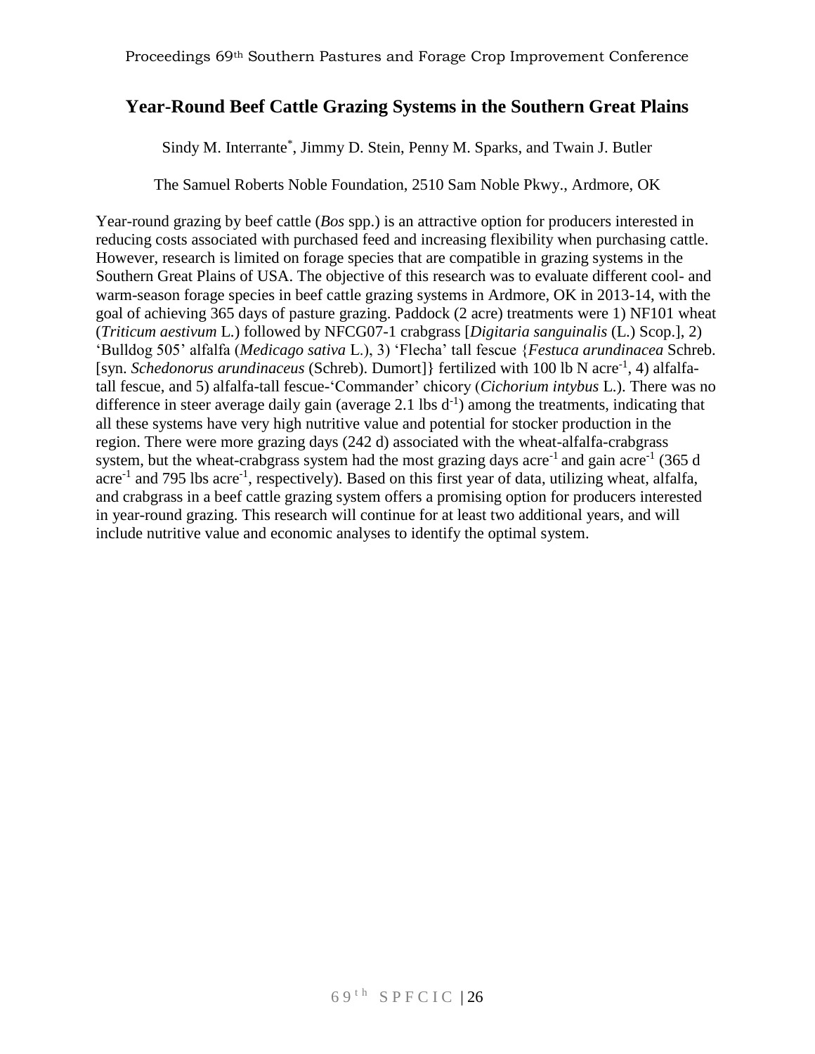# Year-Round Beef Cattle Grazing Systems in the Southern Great Plains

Sindy M. Interrante[*], Jimmy D. Stein, Penny M. Sparks, and Twain J. Butler

The Samuel Roberts Noble Foundation, 2510 Sam Noble Pkwy., Ardmore, OK

Year-round grazing by beef cattle (*Bos* spp.) is an attractive option for producers interested in reducing costs associated with purchased feed and increasing flexibility when purchasing cattle. However, research is limited on forage species that are compatible in grazing systems in the Southern Great Plains of USA. The objective of this research was to evaluate different cool- and warm-season forage species in beef cattle grazing systems in Ardmore, OK in 2013-14, with the goal of achieving 365 days of pasture grazing. Paddock (2 acre) treatments were 1) NF101 wheat (*Triticum aestivum* L.) followed by NFCG07-1 crabgrass [*Digitaria sanguinalis* (L.) Scop.], 2) 'Bulldog 505' alfalfa (*Medicago sativa* L.), 3) 'Flecha' tall fescue {*Festuca arundinacea* Schreb. [syn. *Schedonorus arundinaceus* (Schreb). Dumort]} fertilized with 100 lb N acre$^{-1}$, 4) alfalfa-tall fescue, and 5) alfalfa-tall fescue-'Commander' chicory (*Cichorium intybus* L.). There was no difference in steer average daily gain (average 2.1 lbs d$^{-1}$) among the treatments, indicating that all these systems have very high nutritive value and potential for stocker production in the region. There were more grazing days (242 d) associated with the wheat-alfalfa-crabgrass system, but the wheat-crabgrass system had the most grazing days acre$^{-1}$ and gain acre$^{-1}$ (365 d acre$^{-1}$ and 795 lbs acre$^{-1}$, respectively). Based on this first year of data, utilizing wheat, alfalfa, and crabgrass in a beef cattle grazing system offers a promising option for producers interested in year-round grazing. This research will continue for at least two additional years, and will include nutritive value and economic analyses to identify the optimal system.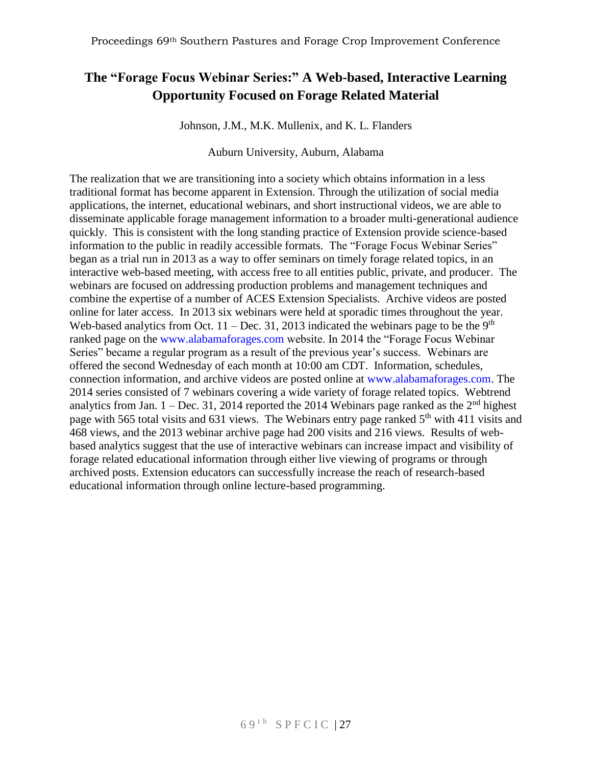# The "Forage Focus Webinar Series:" A Web-based, Interactive Learning Opportunity Focused on Forage Related Material

Johnson, J.M., M.K. Mullenix, and K. L. Flanders

Auburn University, Auburn, Alabama

The realization that we are transitioning into a society which obtains information in a less traditional format has become apparent in Extension. Through the utilization of social media applications, the internet, educational webinars, and short instructional videos, we are able to disseminate applicable forage management information to a broader multi-generational audience quickly. This is consistent with the long standing practice of Extension provide science-based information to the public in readily accessible formats. The "Forage Focus Webinar Series" began as a trial run in 2013 as a way to offer seminars on timely forage related topics, in an interactive web-based meeting, with access free to all entities public, private, and producer. The webinars are focused on addressing production problems and management techniques and combine the expertise of a number of ACES Extension Specialists. Archive videos are posted online for later access. In 2013 six webinars were held at sporadic times throughout the year. Web-based analytics from Oct. 11 – Dec. 31, 2013 indicated the webinars page to be the 9th ranked page on the www.alabamaforages.com website. In 2014 the "Forage Focus Webinar Series" became a regular program as a result of the previous year's success. Webinars are offered the second Wednesday of each month at 10:00 am CDT. Information, schedules, connection information, and archive videos are posted online at www.alabamaforages.com. The 2014 series consisted of 7 webinars covering a wide variety of forage related topics. Webtrend analytics from Jan. 1 – Dec. 31, 2014 reported the 2014 Webinars page ranked as the 2nd highest page with 565 total visits and 631 views. The Webinars entry page ranked 5th with 411 visits and 468 views, and the 2013 webinar archive page had 200 visits and 216 views. Results of web-based analytics suggest that the use of interactive webinars can increase impact and visibility of forage related educational information through either live viewing of programs or through archived posts. Extension educators can successfully increase the reach of research-based educational information through online lecture-based programming.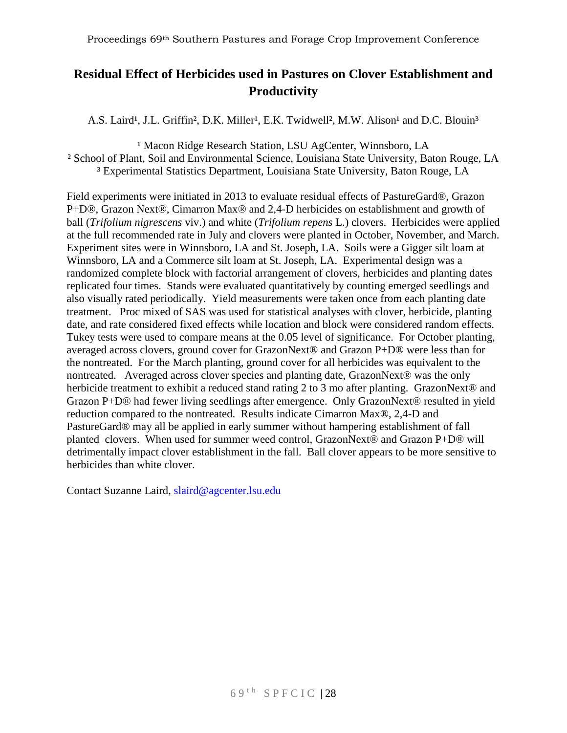# Residual Effect of Herbicides used in Pastures on Clover Establishment and Productivity

A.S. Laird[1], J.L. Griffin[2], D.K. Miller[1], E.K. Twidwell[2], M.W. Alison[1] and D.C. Blouin[3]

[1] Macon Ridge Research Station, LSU AgCenter, Winnsboro, LA
[2] School of Plant, Soil and Environmental Science, Louisiana State University, Baton Rouge, LA
[3] Experimental Statistics Department, Louisiana State University, Baton Rouge, LA

Field experiments were initiated in 2013 to evaluate residual effects of PastureGard®, Grazon P+D®, Grazon Next®, Cimarron Max® and 2,4-D herbicides on establishment and growth of ball (*Trifolium nigrescens* viv.) and white (*Trifolium repens* L.) clovers. Herbicides were applied at the full recommended rate in July and clovers were planted in October, November, and March. Experiment sites were in Winnsboro, LA and St. Joseph, LA. Soils were a Gigger silt loam at Winnsboro, LA and a Commerce silt loam at St. Joseph, LA. Experimental design was a randomized complete block with factorial arrangement of clovers, herbicides and planting dates replicated four times. Stands were evaluated quantitatively by counting emerged seedlings and also visually rated periodically. Yield measurements were taken once from each planting date treatment. Proc mixed of SAS was used for statistical analyses with clover, herbicide, planting date, and rate considered fixed effects while location and block were considered random effects. Tukey tests were used to compare means at the 0.05 level of significance. For October planting, averaged across clovers, ground cover for GrazonNext® and Grazon P+D® were less than for the nontreated. For the March planting, ground cover for all herbicides was equivalent to the nontreated. Averaged across clover species and planting date, GrazonNext® was the only herbicide treatment to exhibit a reduced stand rating 2 to 3 mo after planting. GrazonNext® and Grazon P+D® had fewer living seedlings after emergence. Only GrazonNext® resulted in yield reduction compared to the nontreated. Results indicate Cimarron Max®, 2,4-D and PastureGard® may all be applied in early summer without hampering establishment of fall planted clovers. When used for summer weed control, GrazonNext® and Grazon P+D® will detrimentally impact clover establishment in the fall. Ball clover appears to be more sensitive to herbicides than white clover.

Contact Suzanne Laird, slaird@agcenter.lsu.edu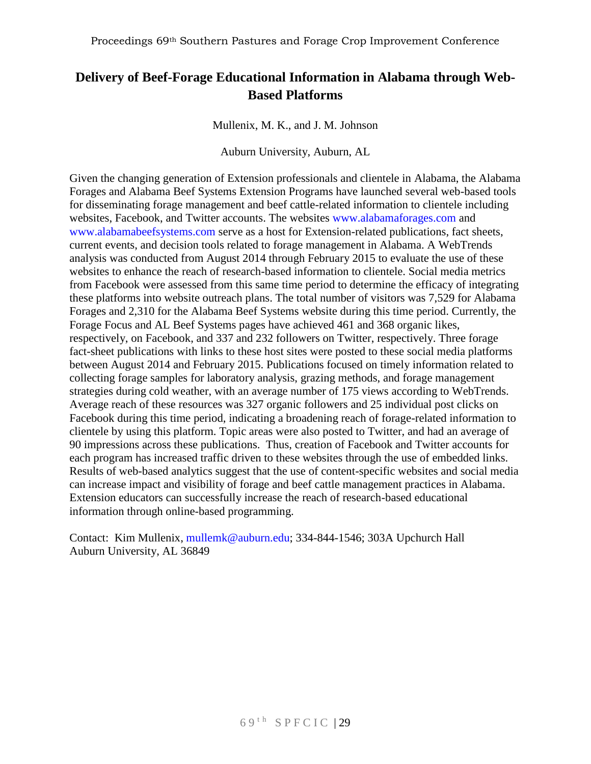# Delivery of Beef-Forage Educational Information in Alabama through Web-Based Platforms

Mullenix, M. K., and J. M. Johnson

Auburn University, Auburn, AL

Given the changing generation of Extension professionals and clientele in Alabama, the Alabama Forages and Alabama Beef Systems Extension Programs have launched several web-based tools for disseminating forage management and beef cattle-related information to clientele including websites, Facebook, and Twitter accounts. The websites www.alabamaforages.com and www.alabamabeefsystems.com serve as a host for Extension-related publications, fact sheets, current events, and decision tools related to forage management in Alabama. A WebTrends analysis was conducted from August 2014 through February 2015 to evaluate the use of these websites to enhance the reach of research-based information to clientele. Social media metrics from Facebook were assessed from this same time period to determine the efficacy of integrating these platforms into website outreach plans. The total number of visitors was 7,529 for Alabama Forages and 2,310 for the Alabama Beef Systems website during this time period. Currently, the Forage Focus and AL Beef Systems pages have achieved 461 and 368 organic likes, respectively, on Facebook, and 337 and 232 followers on Twitter, respectively. Three forage fact-sheet publications with links to these host sites were posted to these social media platforms between August 2014 and February 2015. Publications focused on timely information related to collecting forage samples for laboratory analysis, grazing methods, and forage management strategies during cold weather, with an average number of 175 views according to WebTrends. Average reach of these resources was 327 organic followers and 25 individual post clicks on Facebook during this time period, indicating a broadening reach of forage-related information to clientele by using this platform. Topic areas were also posted to Twitter, and had an average of 90 impressions across these publications. Thus, creation of Facebook and Twitter accounts for each program has increased traffic driven to these websites through the use of embedded links. Results of web-based analytics suggest that the use of content-specific websites and social media can increase impact and visibility of forage and beef cattle management practices in Alabama. Extension educators can successfully increase the reach of research-based educational information through online-based programming.

Contact: Kim Mullenix, mullemk@auburn.edu; 334-844-1546; 303A Upchurch Hall Auburn University, AL 36849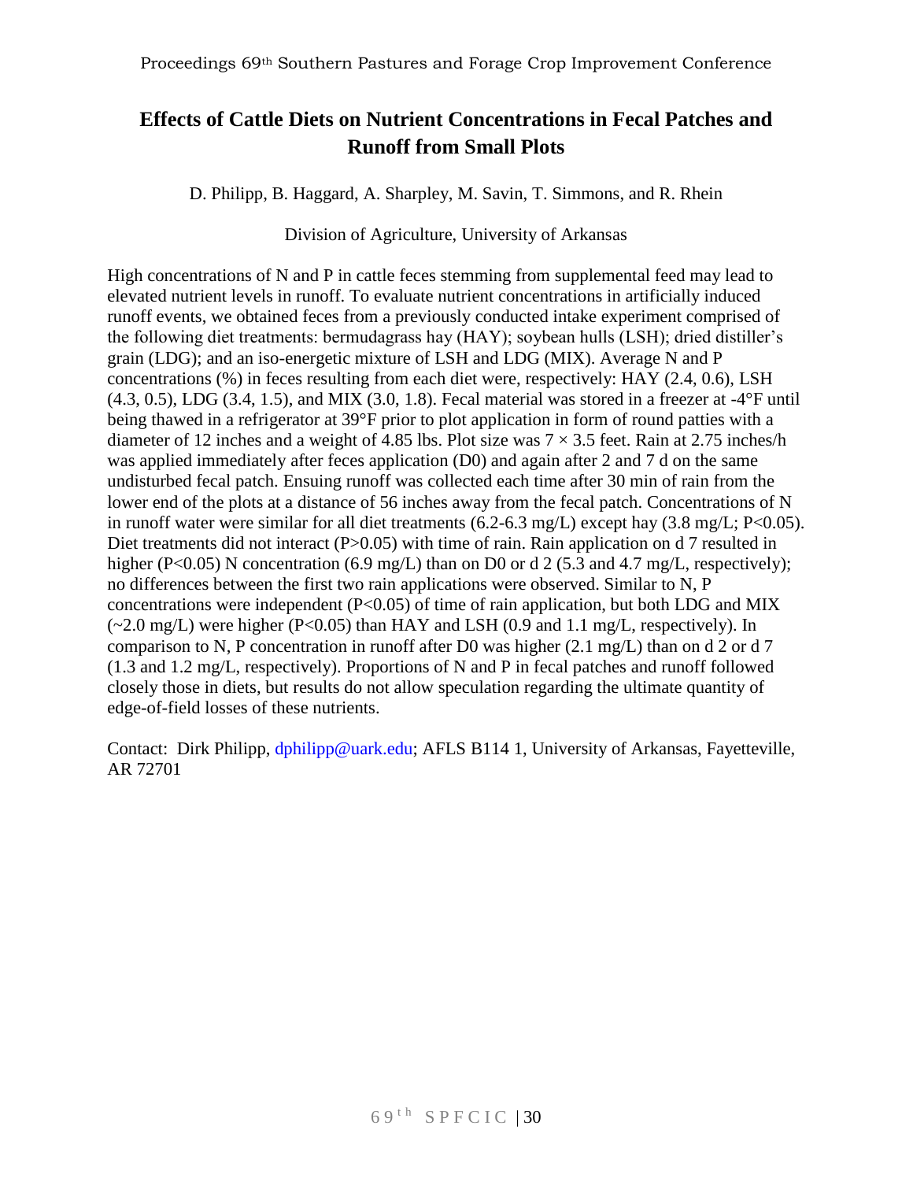# Effects of Cattle Diets on Nutrient Concentrations in Fecal Patches and Runoff from Small Plots

D. Philipp, B. Haggard, A. Sharpley, M. Savin, T. Simmons, and R. Rhein

Division of Agriculture, University of Arkansas

High concentrations of N and P in cattle feces stemming from supplemental feed may lead to elevated nutrient levels in runoff. To evaluate nutrient concentrations in artificially induced runoff events, we obtained feces from a previously conducted intake experiment comprised of the following diet treatments: bermudagrass hay (HAY); soybean hulls (LSH); dried distiller's grain (LDG); and an iso-energetic mixture of LSH and LDG (MIX). Average N and P concentrations (%) in feces resulting from each diet were, respectively: HAY (2.4, 0.6), LSH (4.3, 0.5), LDG (3.4, 1.5), and MIX (3.0, 1.8). Fecal material was stored in a freezer at -4°F until being thawed in a refrigerator at 39°F prior to plot application in form of round patties with a diameter of 12 inches and a weight of 4.85 lbs. Plot size was 7 × 3.5 feet. Rain at 2.75 inches/h was applied immediately after feces application (D0) and again after 2 and 7 d on the same undisturbed fecal patch. Ensuing runoff was collected each time after 30 min of rain from the lower end of the plots at a distance of 56 inches away from the fecal patch. Concentrations of N in runoff water were similar for all diet treatments (6.2-6.3 mg/L) except hay (3.8 mg/L; $P<0.05$). Diet treatments did not interact ($P>0.05$) with time of rain. Rain application on d 7 resulted in higher ($P<0.05$) N concentration (6.9 mg/L) than on D0 or d 2 (5.3 and 4.7 mg/L, respectively); no differences between the first two rain applications were observed. Similar to N, P concentrations were independent ($P<0.05$) of time of rain application, but both LDG and MIX (~2.0 mg/L) were higher ($P<0.05$) than HAY and LSH (0.9 and 1.1 mg/L, respectively). In comparison to N, P concentration in runoff after D0 was higher (2.1 mg/L) than on d 2 or d 7 (1.3 and 1.2 mg/L, respectively). Proportions of N and P in fecal patches and runoff followed closely those in diets, but results do not allow speculation regarding the ultimate quantity of edge-of-field losses of these nutrients.

Contact: Dirk Philipp, dphilipp@uark.edu; AFLS B114 1, University of Arkansas, Fayetteville, AR 72701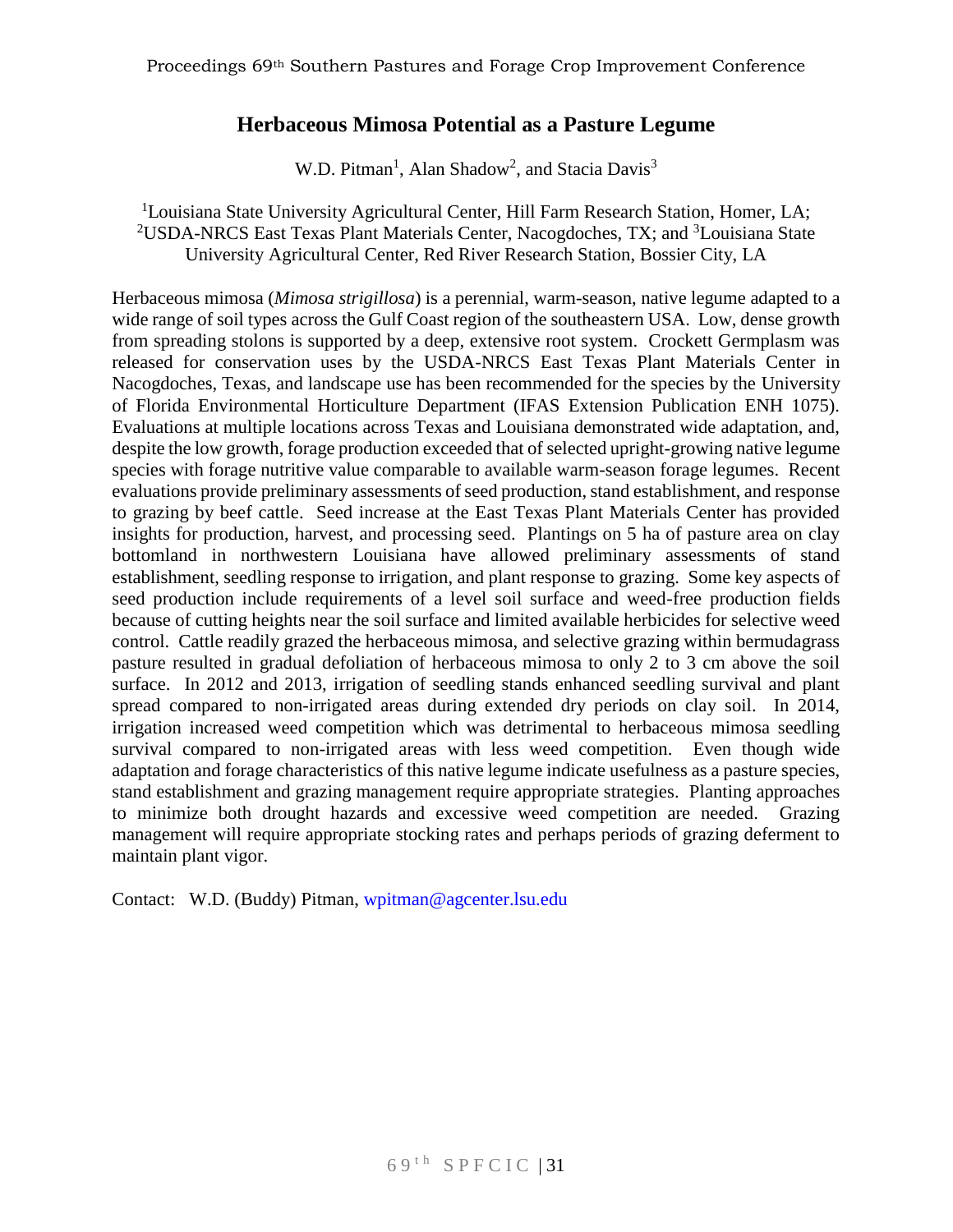## Herbaceous Mimosa Potential as a Pasture Legume

W.D. Pitman[1], Alan Shadow[2], and Stacia Davis[3]

[1]Louisiana State University Agricultural Center, Hill Farm Research Station, Homer, LA; [2]USDA-NRCS East Texas Plant Materials Center, Nacogdoches, TX; and [3]Louisiana State University Agricultural Center, Red River Research Station, Bossier City, LA

Herbaceous mimosa (*Mimosa strigillosa*) is a perennial, warm-season, native legume adapted to a wide range of soil types across the Gulf Coast region of the southeastern USA. Low, dense growth from spreading stolons is supported by a deep, extensive root system. Crockett Germplasm was released for conservation uses by the USDA-NRCS East Texas Plant Materials Center in Nacogdoches, Texas, and landscape use has been recommended for the species by the University of Florida Environmental Horticulture Department (IFAS Extension Publication ENH 1075). Evaluations at multiple locations across Texas and Louisiana demonstrated wide adaptation, and, despite the low growth, forage production exceeded that of selected upright-growing native legume species with forage nutritive value comparable to available warm-season forage legumes. Recent evaluations provide preliminary assessments of seed production, stand establishment, and response to grazing by beef cattle. Seed increase at the East Texas Plant Materials Center has provided insights for production, harvest, and processing seed. Plantings on 5 ha of pasture area on clay bottomland in northwestern Louisiana have allowed preliminary assessments of stand establishment, seedling response to irrigation, and plant response to grazing. Some key aspects of seed production include requirements of a level soil surface and weed-free production fields because of cutting heights near the soil surface and limited available herbicides for selective weed control. Cattle readily grazed the herbaceous mimosa, and selective grazing within bermudagrass pasture resulted in gradual defoliation of herbaceous mimosa to only 2 to 3 cm above the soil surface. In 2012 and 2013, irrigation of seedling stands enhanced seedling survival and plant spread compared to non-irrigated areas during extended dry periods on clay soil. In 2014, irrigation increased weed competition which was detrimental to herbaceous mimosa seedling survival compared to non-irrigated areas with less weed competition. Even though wide adaptation and forage characteristics of this native legume indicate usefulness as a pasture species, stand establishment and grazing management require appropriate strategies. Planting approaches to minimize both drought hazards and excessive weed competition are needed. Grazing management will require appropriate stocking rates and perhaps periods of grazing deferment to maintain plant vigor.

Contact: W.D. (Buddy) Pitman, wpitman@agcenter.lsu.edu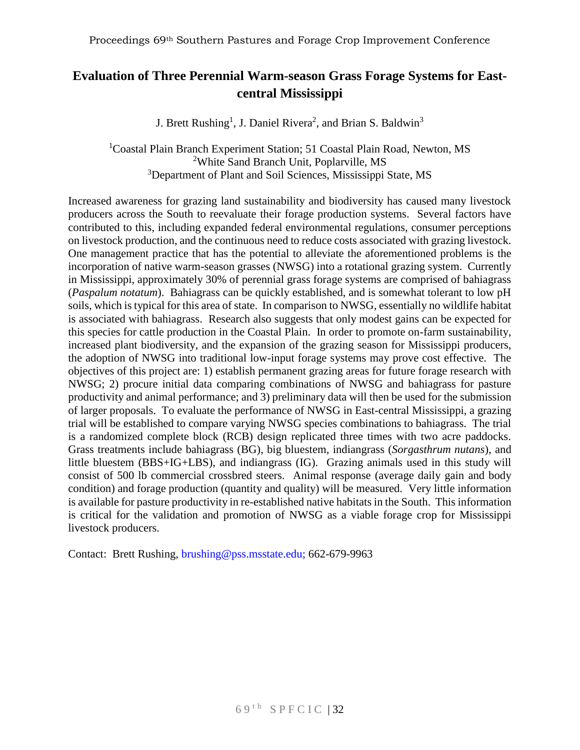# Evaluation of Three Perennial Warm-season Grass Forage Systems for East-central Mississippi

J. Brett Rushing[1], J. Daniel Rivera[2], and Brian S. Baldwin[3]

[1]Coastal Plain Branch Experiment Station; 51 Coastal Plain Road, Newton, MS
[2]White Sand Branch Unit, Poplarville, MS
[3]Department of Plant and Soil Sciences, Mississippi State, MS

Increased awareness for grazing land sustainability and biodiversity has caused many livestock producers across the South to reevaluate their forage production systems. Several factors have contributed to this, including expanded federal environmental regulations, consumer perceptions on livestock production, and the continuous need to reduce costs associated with grazing livestock. One management practice that has the potential to alleviate the aforementioned problems is the incorporation of native warm-season grasses (NWSG) into a rotational grazing system. Currently in Mississippi, approximately 30% of perennial grass forage systems are comprised of bahiagrass (*Paspalum notatum*). Bahiagrass can be quickly established, and is somewhat tolerant to low pH soils, which is typical for this area of state. In comparison to NWSG, essentially no wildlife habitat is associated with bahiagrass. Research also suggests that only modest gains can be expected for this species for cattle production in the Coastal Plain. In order to promote on-farm sustainability, increased plant biodiversity, and the expansion of the grazing season for Mississippi producers, the adoption of NWSG into traditional low-input forage systems may prove cost effective. The objectives of this project are: 1) establish permanent grazing areas for future forage research with NWSG; 2) procure initial data comparing combinations of NWSG and bahiagrass for pasture productivity and animal performance; and 3) preliminary data will then be used for the submission of larger proposals. To evaluate the performance of NWSG in East-central Mississippi, a grazing trial will be established to compare varying NWSG species combinations to bahiagrass. The trial is a randomized complete block (RCB) design replicated three times with two acre paddocks. Grass treatments include bahiagrass (BG), big bluestem, indiangrass (*Sorgasthrum nutans*), and little bluestem (BBS+IG+LBS), and indiangrass (IG). Grazing animals used in this study will consist of 500 lb commercial crossbred steers. Animal response (average daily gain and body condition) and forage production (quantity and quality) will be measured. Very little information is available for pasture productivity in re-established native habitats in the South. This information is critical for the validation and promotion of NWSG as a viable forage crop for Mississippi livestock producers.

Contact: Brett Rushing, brushing@pss.msstate.edu; 662-679-9963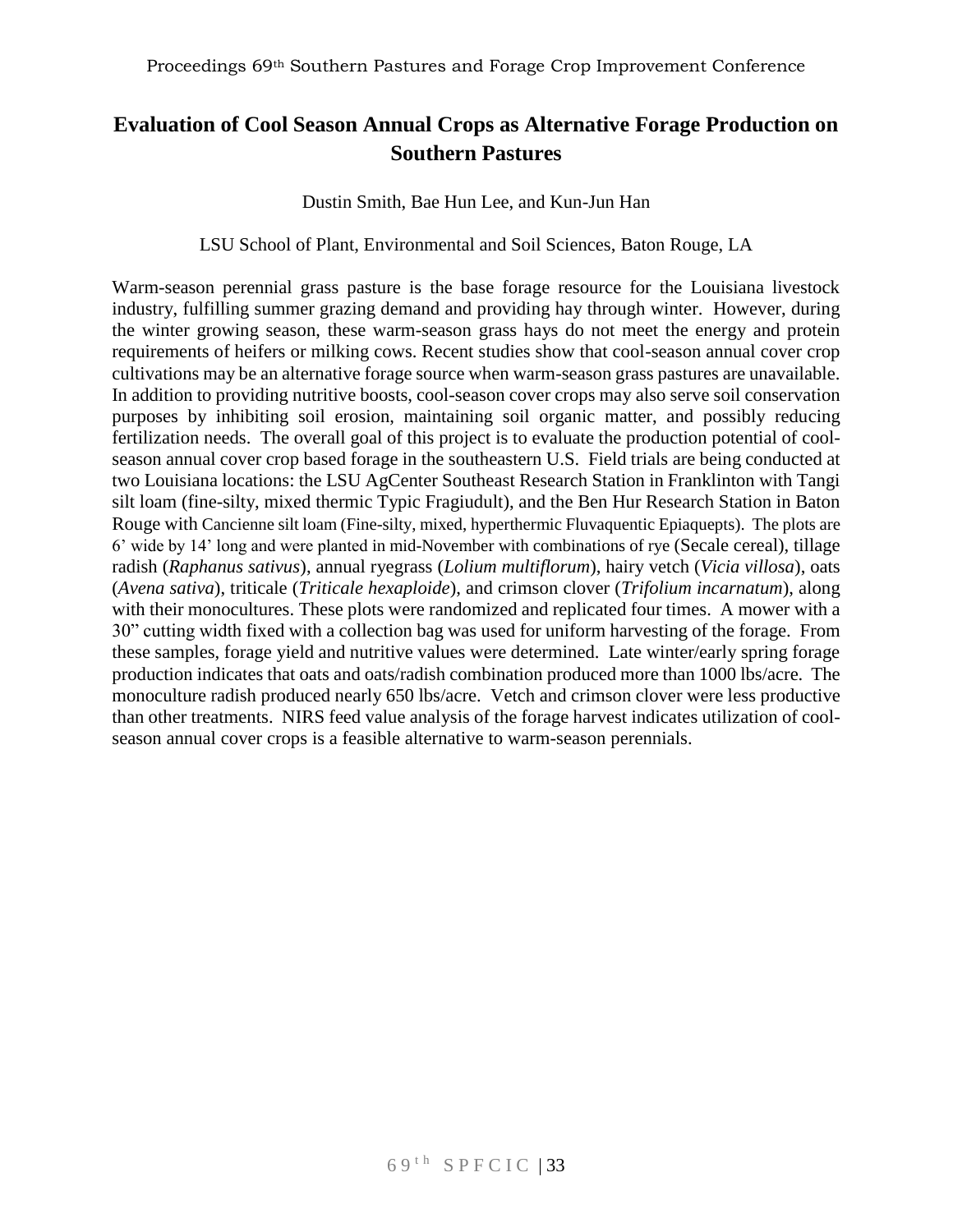# Evaluation of Cool Season Annual Crops as Alternative Forage Production on Southern Pastures

Dustin Smith, Bae Hun Lee, and Kun-Jun Han

LSU School of Plant, Environmental and Soil Sciences, Baton Rouge, LA

Warm-season perennial grass pasture is the base forage resource for the Louisiana livestock industry, fulfilling summer grazing demand and providing hay through winter. However, during the winter growing season, these warm-season grass hays do not meet the energy and protein requirements of heifers or milking cows. Recent studies show that cool-season annual cover crop cultivations may be an alternative forage source when warm-season grass pastures are unavailable. In addition to providing nutritive boosts, cool-season cover crops may also serve soil conservation purposes by inhibiting soil erosion, maintaining soil organic matter, and possibly reducing fertilization needs. The overall goal of this project is to evaluate the production potential of cool-season annual cover crop based forage in the southeastern U.S. Field trials are being conducted at two Louisiana locations: the LSU AgCenter Southeast Research Station in Franklinton with Tangi silt loam (fine-silty, mixed thermic Typic Fragiudult), and the Ben Hur Research Station in Baton Rouge with Cancienne silt loam (Fine-silty, mixed, hyperthermic Fluvaquentic Epiaquepts). The plots are 6' wide by 14' long and were planted in mid-November with combinations of rye (Secale cereal), tillage radish (*Raphanus sativus*), annual ryegrass (*Lolium multiflorum*), hairy vetch (*Vicia villosa*), oats (*Avena sativa*), triticale (*Triticale hexaploide*), and crimson clover (*Trifolium incarnatum*), along with their monocultures. These plots were randomized and replicated four times. A mower with a 30" cutting width fixed with a collection bag was used for uniform harvesting of the forage. From these samples, forage yield and nutritive values were determined. Late winter/early spring forage production indicates that oats and oats/radish combination produced more than 1000 lbs/acre. The monoculture radish produced nearly 650 lbs/acre. Vetch and crimson clover were less productive than other treatments. NIRS feed value analysis of the forage harvest indicates utilization of cool-season annual cover crops is a feasible alternative to warm-season perennials.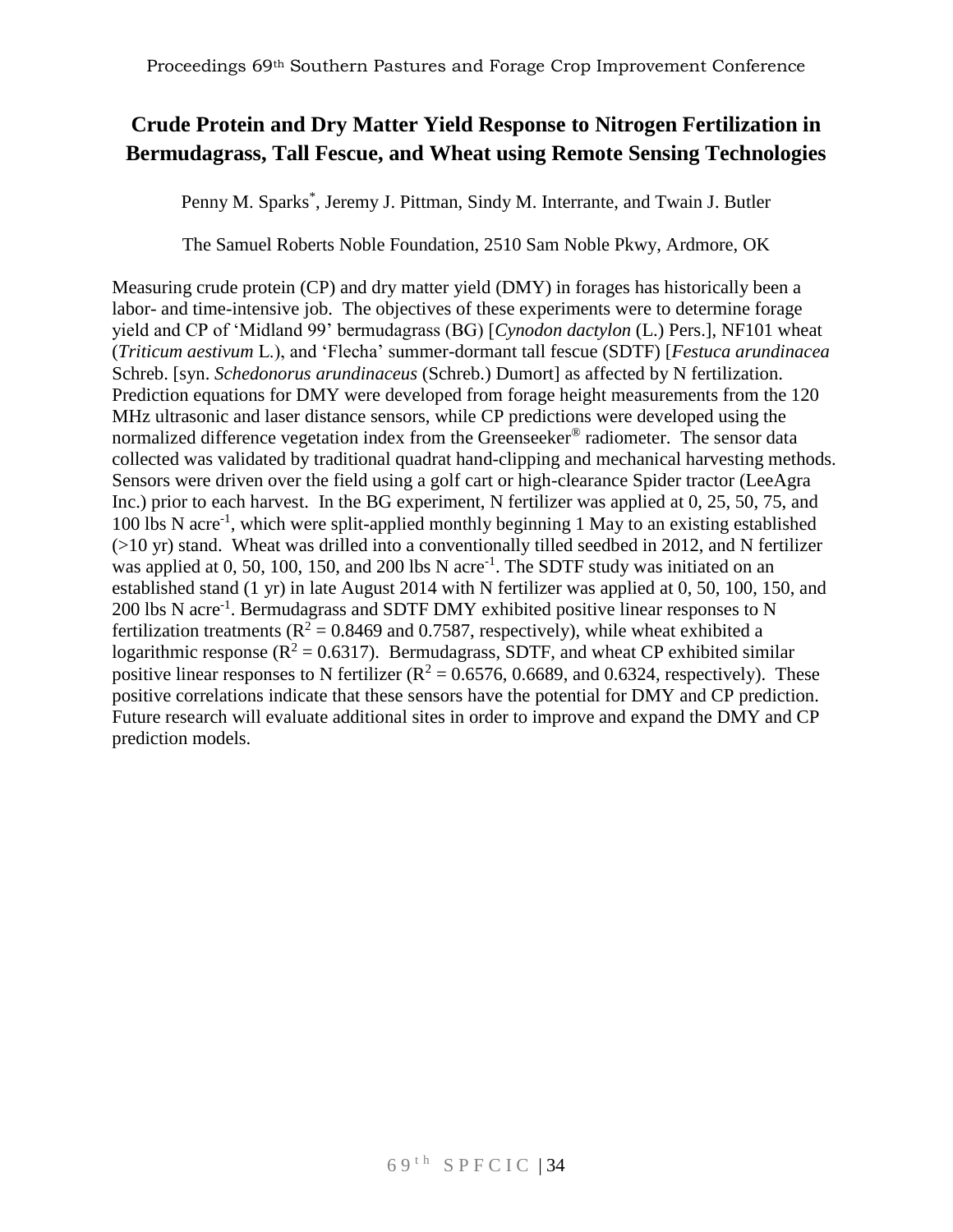## Crude Protein and Dry Matter Yield Response to Nitrogen Fertilization in Bermudagrass, Tall Fescue, and Wheat using Remote Sensing Technologies

Penny M. Sparks*, Jeremy J. Pittman, Sindy M. Interrante, and Twain J. Butler

The Samuel Roberts Noble Foundation, 2510 Sam Noble Pkwy, Ardmore, OK

Measuring crude protein (CP) and dry matter yield (DMY) in forages has historically been a labor- and time-intensive job. The objectives of these experiments were to determine forage yield and CP of 'Midland 99' bermudagrass (BG) [*Cynodon dactylon* (L.) Pers.], NF101 wheat (*Triticum aestivum* L.), and 'Flecha' summer-dormant tall fescue (SDTF) [*Festuca arundinacea* Schreb. [syn. *Schedonorus arundinaceus* (Schreb.) Dumort] as affected by N fertilization. Prediction equations for DMY were developed from forage height measurements from the 120 MHz ultrasonic and laser distance sensors, while CP predictions were developed using the normalized difference vegetation index from the Greenseeker® radiometer. The sensor data collected was validated by traditional quadrat hand-clipping and mechanical harvesting methods. Sensors were driven over the field using a golf cart or high-clearance Spider tractor (LeeAgra Inc.) prior to each harvest. In the BG experiment, N fertilizer was applied at 0, 25, 50, 75, and 100 lbs N acre$^{-1}$, which were split-applied monthly beginning 1 May to an existing established (>10 yr) stand. Wheat was drilled into a conventionally tilled seedbed in 2012, and N fertilizer was applied at 0, 50, 100, 150, and 200 lbs N acre$^{-1}$. The SDTF study was initiated on an established stand (1 yr) in late August 2014 with N fertilizer was applied at 0, 50, 100, 150, and 200 lbs N acre$^{-1}$. Bermudagrass and SDTF DMY exhibited positive linear responses to N fertilization treatments ($R^2$ = 0.8469 and 0.7587, respectively), while wheat exhibited a logarithmic response ($R^2$ = 0.6317). Bermudagrass, SDTF, and wheat CP exhibited similar positive linear responses to N fertilizer ($R^2$ = 0.6576, 0.6689, and 0.6324, respectively). These positive correlations indicate that these sensors have the potential for DMY and CP prediction. Future research will evaluate additional sites in order to improve and expand the DMY and CP prediction models.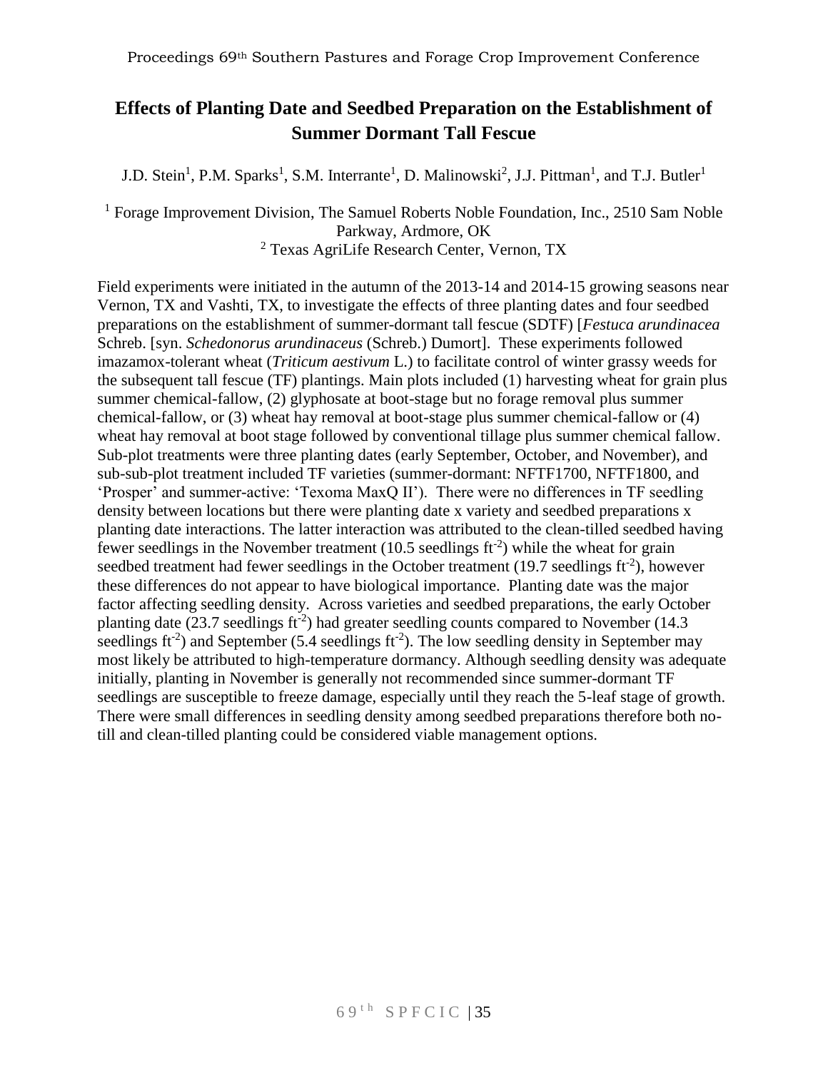# Effects of Planting Date and Seedbed Preparation on the Establishment of Summer Dormant Tall Fescue

J.D. Stein[1], P.M. Sparks[1], S.M. Interrante[1], D. Malinowski[2], J.J. Pittman[1], and T.J. Butler[1]

[1] Forage Improvement Division, The Samuel Roberts Noble Foundation, Inc., 2510 Sam Noble Parkway, Ardmore, OK
[2] Texas AgriLife Research Center, Vernon, TX

Field experiments were initiated in the autumn of the 2013-14 and 2014-15 growing seasons near Vernon, TX and Vashti, TX, to investigate the effects of three planting dates and four seedbed preparations on the establishment of summer-dormant tall fescue (SDTF) [*Festuca arundinacea* Schreb. [syn. *Schedonorus arundinaceus* (Schreb.) Dumort]. These experiments followed imazamox-tolerant wheat (*Triticum aestivum* L.) to facilitate control of winter grassy weeds for the subsequent tall fescue (TF) plantings. Main plots included (1) harvesting wheat for grain plus summer chemical-fallow, (2) glyphosate at boot-stage but no forage removal plus summer chemical-fallow, or (3) wheat hay removal at boot-stage plus summer chemical-fallow or (4) wheat hay removal at boot stage followed by conventional tillage plus summer chemical fallow. Sub-plot treatments were three planting dates (early September, October, and November), and sub-sub-plot treatment included TF varieties (summer-dormant: NFTF1700, NFTF1800, and 'Prosper' and summer-active: 'Texoma MaxQ II'). There were no differences in TF seedling density between locations but there were planting date x variety and seedbed preparations x planting date interactions. The latter interaction was attributed to the clean-tilled seedbed having fewer seedlings in the November treatment (10.5 seedlings $ft^{-2}$) while the wheat for grain seedbed treatment had fewer seedlings in the October treatment (19.7 seedlings $ft^{-2}$), however these differences do not appear to have biological importance. Planting date was the major factor affecting seedling density. Across varieties and seedbed preparations, the early October planting date (23.7 seedlings $ft^{-2}$) had greater seedling counts compared to November (14.3 seedlings $ft^{-2}$) and September (5.4 seedlings $ft^{-2}$). The low seedling density in September may most likely be attributed to high-temperature dormancy. Although seedling density was adequate initially, planting in November is generally not recommended since summer-dormant TF seedlings are susceptible to freeze damage, especially until they reach the 5-leaf stage of growth. There were small differences in seedling density among seedbed preparations therefore both no-till and clean-tilled planting could be considered viable management options.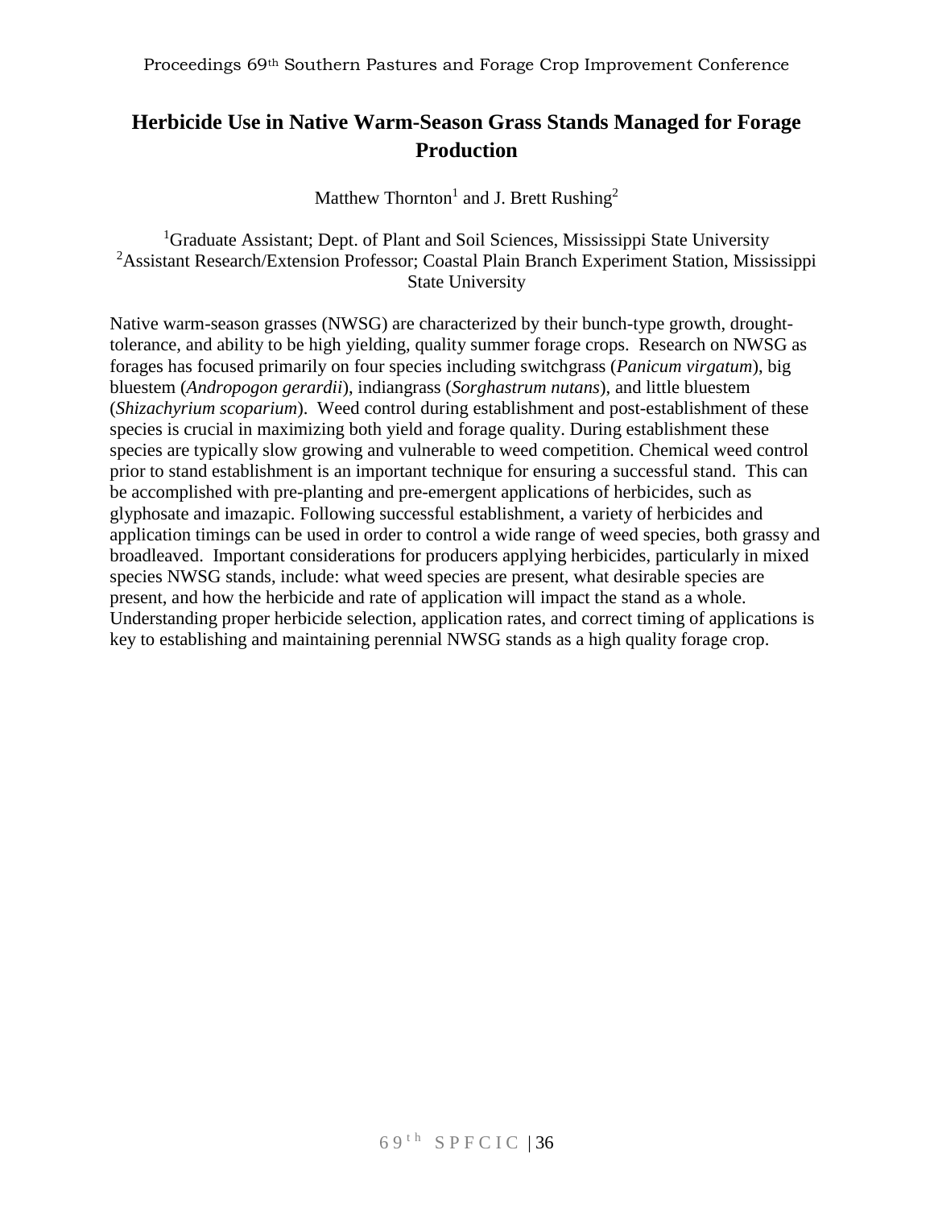# Herbicide Use in Native Warm-Season Grass Stands Managed for Forage Production

Matthew Thornton[1] and J. Brett Rushing[2]

[1]Graduate Assistant; Dept. of Plant and Soil Sciences, Mississippi State University
[2]Assistant Research/Extension Professor; Coastal Plain Branch Experiment Station, Mississippi State University

Native warm-season grasses (NWSG) are characterized by their bunch-type growth, drought-tolerance, and ability to be high yielding, quality summer forage crops. Research on NWSG as forages has focused primarily on four species including switchgrass (*Panicum virgatum*), big bluestem (*Andropogon gerardii*), indiangrass (*Sorghastrum nutans*), and little bluestem (*Shizachyrium scoparium*). Weed control during establishment and post-establishment of these species is crucial in maximizing both yield and forage quality. During establishment these species are typically slow growing and vulnerable to weed competition. Chemical weed control prior to stand establishment is an important technique for ensuring a successful stand. This can be accomplished with pre-planting and pre-emergent applications of herbicides, such as glyphosate and imazapic. Following successful establishment, a variety of herbicides and application timings can be used in order to control a wide range of weed species, both grassy and broadleaved. Important considerations for producers applying herbicides, particularly in mixed species NWSG stands, include: what weed species are present, what desirable species are present, and how the herbicide and rate of application will impact the stand as a whole. Understanding proper herbicide selection, application rates, and correct timing of applications is key to establishing and maintaining perennial NWSG stands as a high quality forage crop.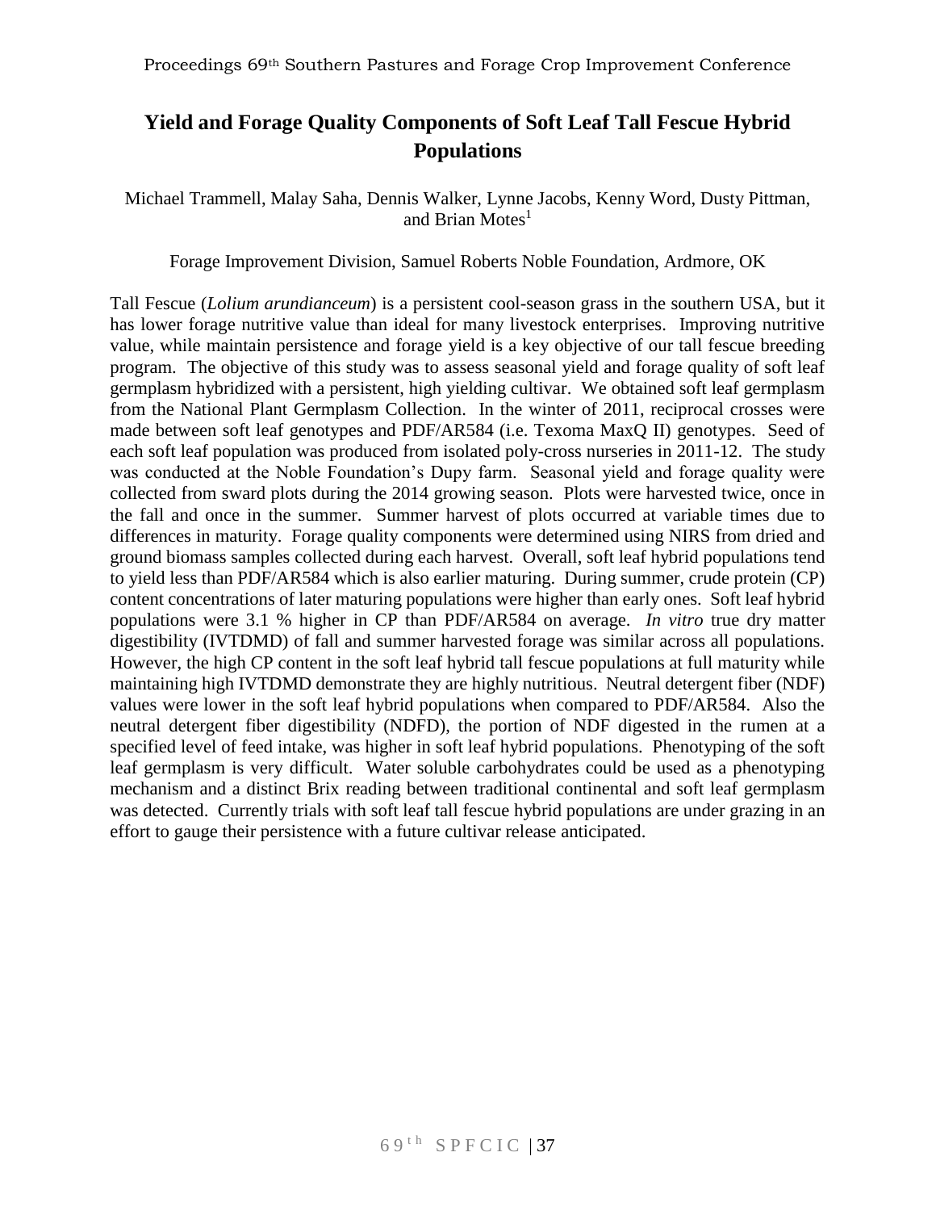# Yield and Forage Quality Components of Soft Leaf Tall Fescue Hybrid Populations

Michael Trammell, Malay Saha, Dennis Walker, Lynne Jacobs, Kenny Word, Dusty Pittman, and Brian Motes[1]

Forage Improvement Division, Samuel Roberts Noble Foundation, Ardmore, OK

Tall Fescue (*Lolium arundianceum*) is a persistent cool-season grass in the southern USA, but it has lower forage nutritive value than ideal for many livestock enterprises. Improving nutritive value, while maintain persistence and forage yield is a key objective of our tall fescue breeding program. The objective of this study was to assess seasonal yield and forage quality of soft leaf germplasm hybridized with a persistent, high yielding cultivar. We obtained soft leaf germplasm from the National Plant Germplasm Collection. In the winter of 2011, reciprocal crosses were made between soft leaf genotypes and PDF/AR584 (i.e. Texoma MaxQ II) genotypes. Seed of each soft leaf population was produced from isolated poly-cross nurseries in 2011-12. The study was conducted at the Noble Foundation's Dupy farm. Seasonal yield and forage quality were collected from sward plots during the 2014 growing season. Plots were harvested twice, once in the fall and once in the summer. Summer harvest of plots occurred at variable times due to differences in maturity. Forage quality components were determined using NIRS from dried and ground biomass samples collected during each harvest. Overall, soft leaf hybrid populations tend to yield less than PDF/AR584 which is also earlier maturing. During summer, crude protein (CP) content concentrations of later maturing populations were higher than early ones. Soft leaf hybrid populations were 3.1 % higher in CP than PDF/AR584 on average. *In vitro* true dry matter digestibility (IVTDMD) of fall and summer harvested forage was similar across all populations. However, the high CP content in the soft leaf hybrid tall fescue populations at full maturity while maintaining high IVTDMD demonstrate they are highly nutritious. Neutral detergent fiber (NDF) values were lower in the soft leaf hybrid populations when compared to PDF/AR584. Also the neutral detergent fiber digestibility (NDFD), the portion of NDF digested in the rumen at a specified level of feed intake, was higher in soft leaf hybrid populations. Phenotyping of the soft leaf germplasm is very difficult. Water soluble carbohydrates could be used as a phenotyping mechanism and a distinct Brix reading between traditional continental and soft leaf germplasm was detected. Currently trials with soft leaf tall fescue hybrid populations are under grazing in an effort to gauge their persistence with a future cultivar release anticipated.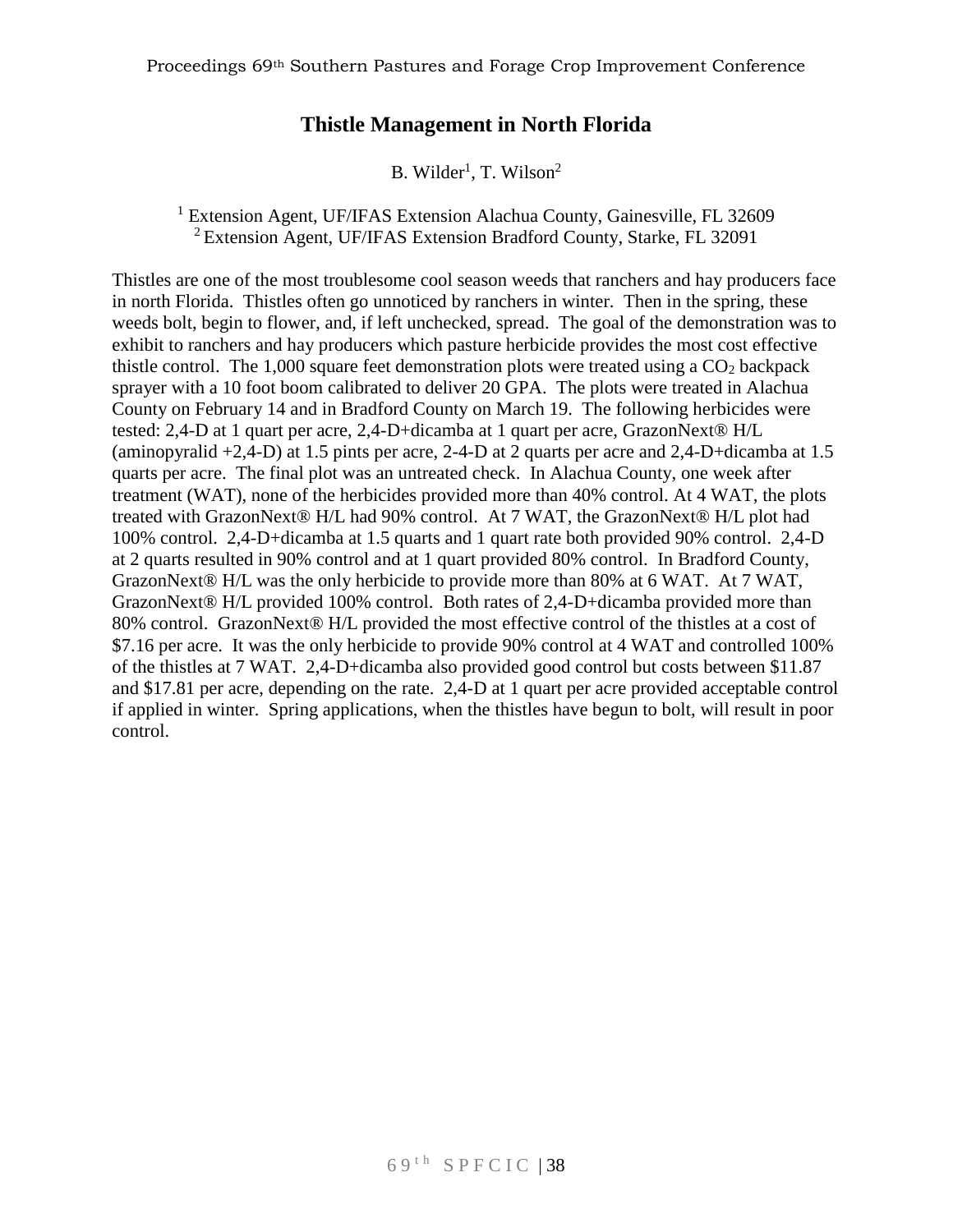# Thistle Management in North Florida

B. Wilder[1], T. Wilson[2]

[1] Extension Agent, UF/IFAS Extension Alachua County, Gainesville, FL 32609
[2] Extension Agent, UF/IFAS Extension Bradford County, Starke, FL 32091

Thistles are one of the most troublesome cool season weeds that ranchers and hay producers face in north Florida. Thistles often go unnoticed by ranchers in winter. Then in the spring, these weeds bolt, begin to flower, and, if left unchecked, spread. The goal of the demonstration was to exhibit to ranchers and hay producers which pasture herbicide provides the most cost effective thistle control. The 1,000 square feet demonstration plots were treated using a $CO_2$ backpack sprayer with a 10 foot boom calibrated to deliver 20 GPA. The plots were treated in Alachua County on February 14 and in Bradford County on March 19. The following herbicides were tested: 2,4-D at 1 quart per acre, 2,4-D+dicamba at 1 quart per acre, GrazonNext® H/L (aminopyralid +2,4-D) at 1.5 pints per acre, 2-4-D at 2 quarts per acre and 2,4-D+dicamba at 1.5 quarts per acre. The final plot was an untreated check. In Alachua County, one week after treatment (WAT), none of the herbicides provided more than 40% control. At 4 WAT, the plots treated with GrazonNext® H/L had 90% control. At 7 WAT, the GrazonNext® H/L plot had 100% control. 2,4-D+dicamba at 1.5 quarts and 1 quart rate both provided 90% control. 2,4-D at 2 quarts resulted in 90% control and at 1 quart provided 80% control. In Bradford County, GrazonNext® H/L was the only herbicide to provide more than 80% at 6 WAT. At 7 WAT, GrazonNext® H/L provided 100% control. Both rates of 2,4-D+dicamba provided more than 80% control. GrazonNext® H/L provided the most effective control of the thistles at a cost of \$7.16 per acre. It was the only herbicide to provide 90% control at 4 WAT and controlled 100% of the thistles at 7 WAT. 2,4-D+dicamba also provided good control but costs between \$11.87 and \$17.81 per acre, depending on the rate. 2,4-D at 1 quart per acre provided acceptable control if applied in winter. Spring applications, when the thistles have begun to bolt, will result in poor control.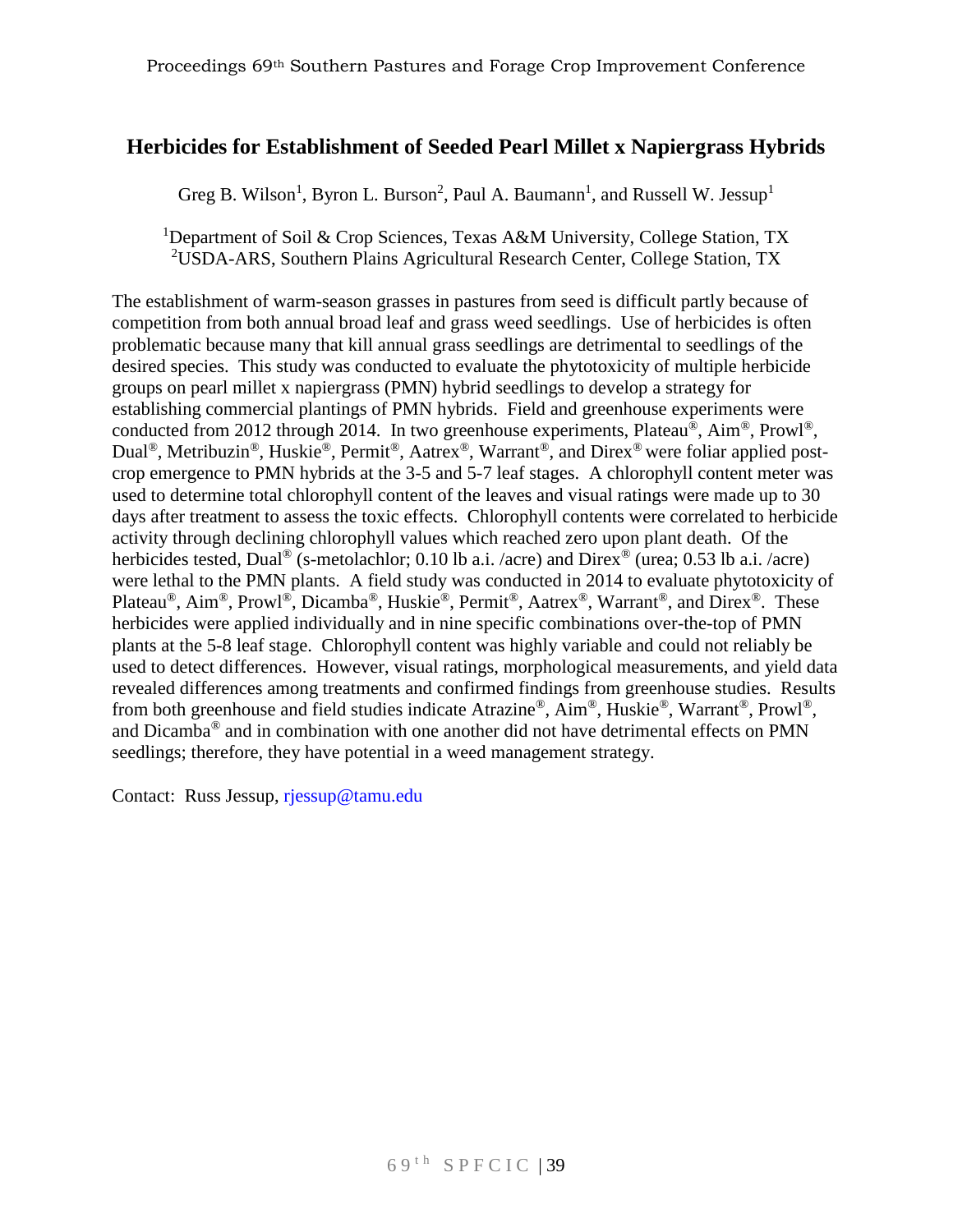## Herbicides for Establishment of Seeded Pearl Millet x Napiergrass Hybrids

Greg B. Wilson[1], Byron L. Burson[2], Paul A. Baumann[1], and Russell W. Jessup[1]

[1]Department of Soil & Crop Sciences, Texas A&M University, College Station, TX
[2]USDA-ARS, Southern Plains Agricultural Research Center, College Station, TX

The establishment of warm-season grasses in pastures from seed is difficult partly because of competition from both annual broad leaf and grass weed seedlings. Use of herbicides is often problematic because many that kill annual grass seedlings are detrimental to seedlings of the desired species. This study was conducted to evaluate the phytotoxicity of multiple herbicide groups on pearl millet x napiergrass (PMN) hybrid seedlings to develop a strategy for establishing commercial plantings of PMN hybrids. Field and greenhouse experiments were conducted from 2012 through 2014. In two greenhouse experiments, Plateau®, Aim®, Prowl®, Dual®, Metribuzin®, Huskie®, Permit®, Aatrex®, Warrant®, and Direx® were foliar applied post-crop emergence to PMN hybrids at the 3-5 and 5-7 leaf stages. A chlorophyll content meter was used to determine total chlorophyll content of the leaves and visual ratings were made up to 30 days after treatment to assess the toxic effects. Chlorophyll contents were correlated to herbicide activity through declining chlorophyll values which reached zero upon plant death. Of the herbicides tested, Dual® (s-metolachlor; 0.10 lb a.i. /acre) and Direx® (urea; 0.53 lb a.i. /acre) were lethal to the PMN plants. A field study was conducted in 2014 to evaluate phytotoxicity of Plateau®, Aim®, Prowl®, Dicamba®, Huskie®, Permit®, Aatrex®, Warrant®, and Direx®. These herbicides were applied individually and in nine specific combinations over-the-top of PMN plants at the 5-8 leaf stage. Chlorophyll content was highly variable and could not reliably be used to detect differences. However, visual ratings, morphological measurements, and yield data revealed differences among treatments and confirmed findings from greenhouse studies. Results from both greenhouse and field studies indicate Atrazine®, Aim®, Huskie®, Warrant®, Prowl®, and Dicamba® and in combination with one another did not have detrimental effects on PMN seedlings; therefore, they have potential in a weed management strategy.

Contact: Russ Jessup, rjessup@tamu.edu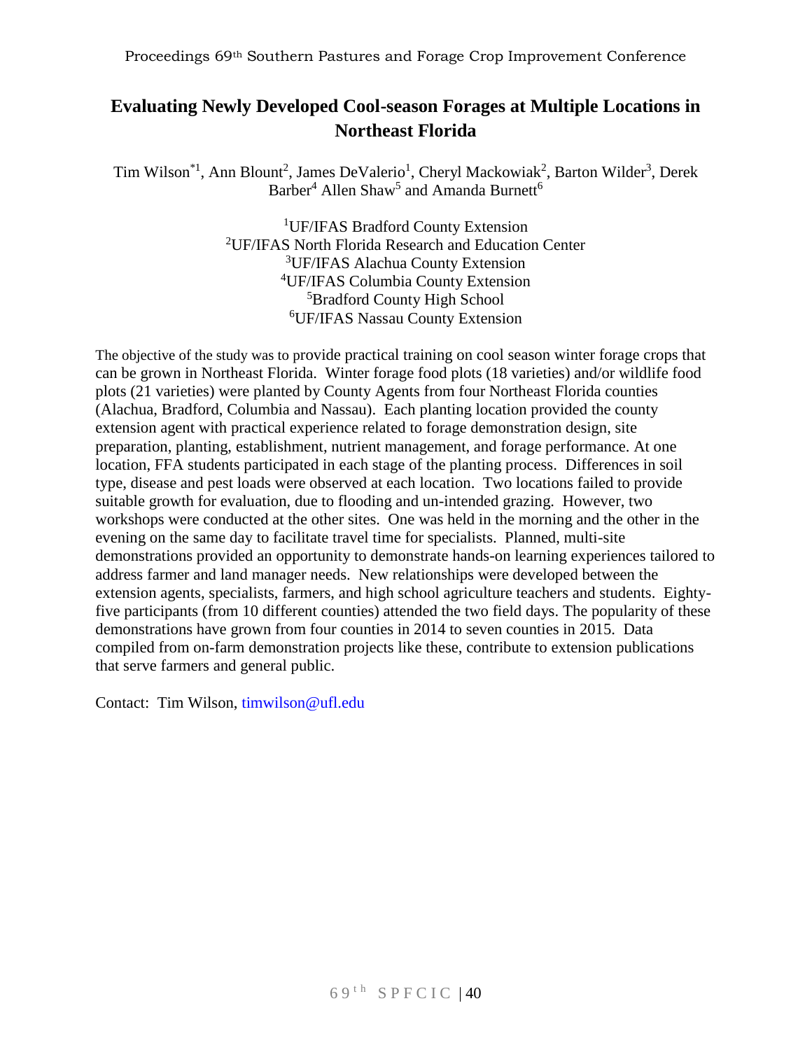# Evaluating Newly Developed Cool-season Forages at Multiple Locations in Northeast Florida

Tim Wilson[*1], Ann Blount[2], James DeValerio[1], Cheryl Mackowiak[2], Barton Wilder[3], Derek Barber[4] Allen Shaw[5] and Amanda Burnett[6]

[1]UF/IFAS Bradford County Extension
[2]UF/IFAS North Florida Research and Education Center
[3]UF/IFAS Alachua County Extension
[4]UF/IFAS Columbia County Extension
[5]Bradford County High School
[6]UF/IFAS Nassau County Extension

The objective of the study was to provide practical training on cool season winter forage crops that can be grown in Northeast Florida. Winter forage food plots (18 varieties) and/or wildlife food plots (21 varieties) were planted by County Agents from four Northeast Florida counties (Alachua, Bradford, Columbia and Nassau). Each planting location provided the county extension agent with practical experience related to forage demonstration design, site preparation, planting, establishment, nutrient management, and forage performance. At one location, FFA students participated in each stage of the planting process. Differences in soil type, disease and pest loads were observed at each location. Two locations failed to provide suitable growth for evaluation, due to flooding and un-intended grazing. However, two workshops were conducted at the other sites. One was held in the morning and the other in the evening on the same day to facilitate travel time for specialists. Planned, multi-site demonstrations provided an opportunity to demonstrate hands-on learning experiences tailored to address farmer and land manager needs. New relationships were developed between the extension agents, specialists, farmers, and high school agriculture teachers and students. Eighty-five participants (from 10 different counties) attended the two field days. The popularity of these demonstrations have grown from four counties in 2014 to seven counties in 2015. Data compiled from on-farm demonstration projects like these, contribute to extension publications that serve farmers and general public.

Contact: Tim Wilson, timwilson@ufl.edu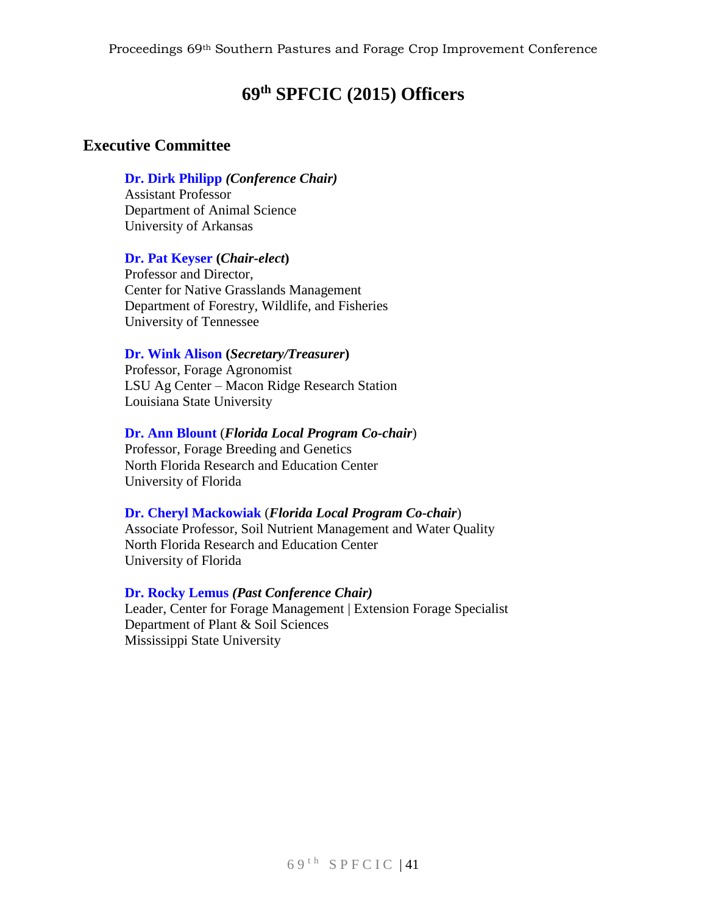# 69th SPFCIC (2015) Officers

## Executive Committee

**Dr. Dirk Philipp** ***(Conference Chair)***
Assistant Professor
Department of Animal Science
University of Arkansas

**Dr. Pat Keyser (*Chair-elect*)**
Professor and Director,
Center for Native Grasslands Management
Department of Forestry, Wildlife, and Fisheries
University of Tennessee

**Dr. Wink Alison (*Secretary/Treasurer*)**
Professor, Forage Agronomist
LSU Ag Center – Macon Ridge Research Station
Louisiana State University

**Dr. Ann Blount** (***Florida Local Program Co-chair***)
Professor, Forage Breeding and Genetics
North Florida Research and Education Center
University of Florida

**Dr. Cheryl Mackowiak** (***Florida Local Program Co-chair***)
Associate Professor, Soil Nutrient Management and Water Quality
North Florida Research and Education Center
University of Florida

**Dr. Rocky Lemus** ***(Past Conference Chair)***
Leader, Center for Forage Management | Extension Forage Specialist
Department of Plant & Soil Sciences
Mississippi State University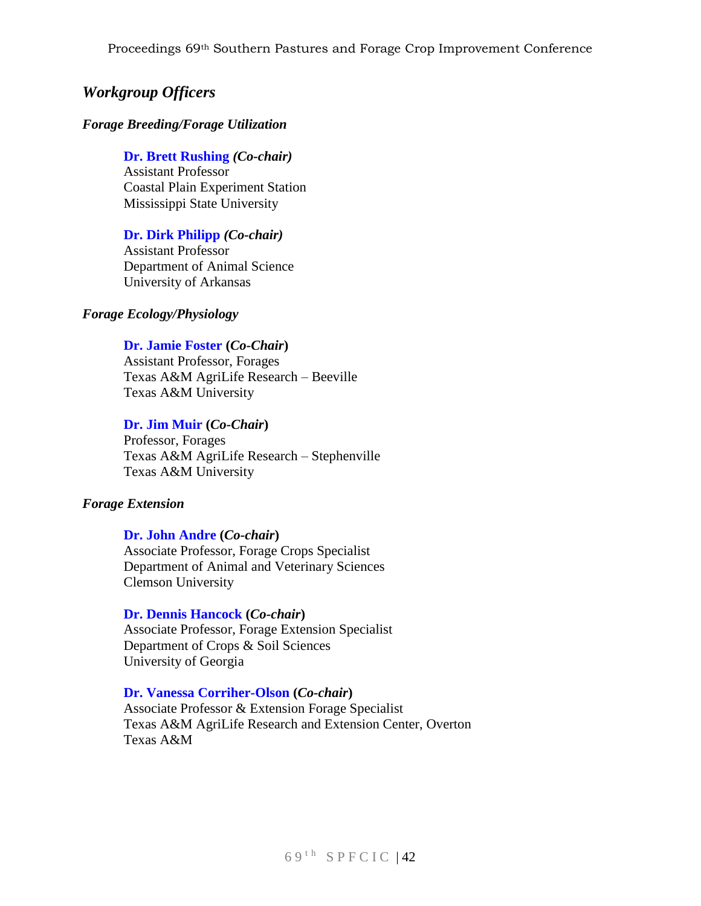## *Workgroup Officers*

### *Forage Breeding/Forage Utilization*

**Dr. Brett Rushing** ***(Co-chair)***
Assistant Professor
Coastal Plain Experiment Station
Mississippi State University

**Dr. Dirk Philipp** ***(Co-chair)***
Assistant Professor
Department of Animal Science
University of Arkansas

### *Forage Ecology/Physiology*

**Dr. Jamie Foster (*Co-Chair*)**
Assistant Professor, Forages
Texas A&M AgriLife Research – Beeville
Texas A&M University

**Dr. Jim Muir (*Co-Chair*)**
Professor, Forages
Texas A&M AgriLife Research – Stephenville
Texas A&M University

### *Forage Extension*

**Dr. John Andre (*Co-chair*)**
Associate Professor, Forage Crops Specialist
Department of Animal and Veterinary Sciences
Clemson University

**Dr. Dennis Hancock (*Co-chair*)**
Associate Professor, Forage Extension Specialist
Department of Crops & Soil Sciences
University of Georgia

**Dr. Vanessa Corriher-Olson (*Co-chair*)**
Associate Professor & Extension Forage Specialist
Texas A&M AgriLife Research and Extension Center, Overton
Texas A&M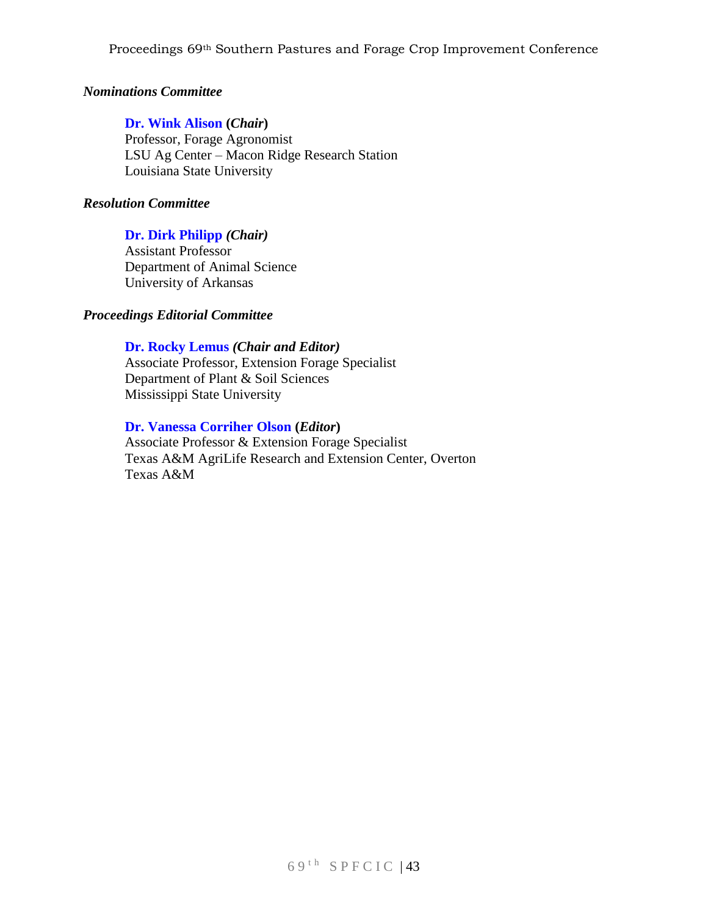***Nominations Committee***

**Dr. Wink Alison (*Chair*)**
Professor, Forage Agronomist
LSU Ag Center – Macon Ridge Research Station
Louisiana State University

***Resolution Committee***

**Dr. Dirk Philipp *(Chair)***
Assistant Professor
Department of Animal Science
University of Arkansas

***Proceedings Editorial Committee***

**Dr. Rocky Lemus *(Chair and Editor)***
Associate Professor, Extension Forage Specialist
Department of Plant & Soil Sciences
Mississippi State University

**Dr. Vanessa Corriher Olson (*Editor*)**
Associate Professor & Extension Forage Specialist
Texas A&M AgriLife Research and Extension Center, Overton
Texas A&M